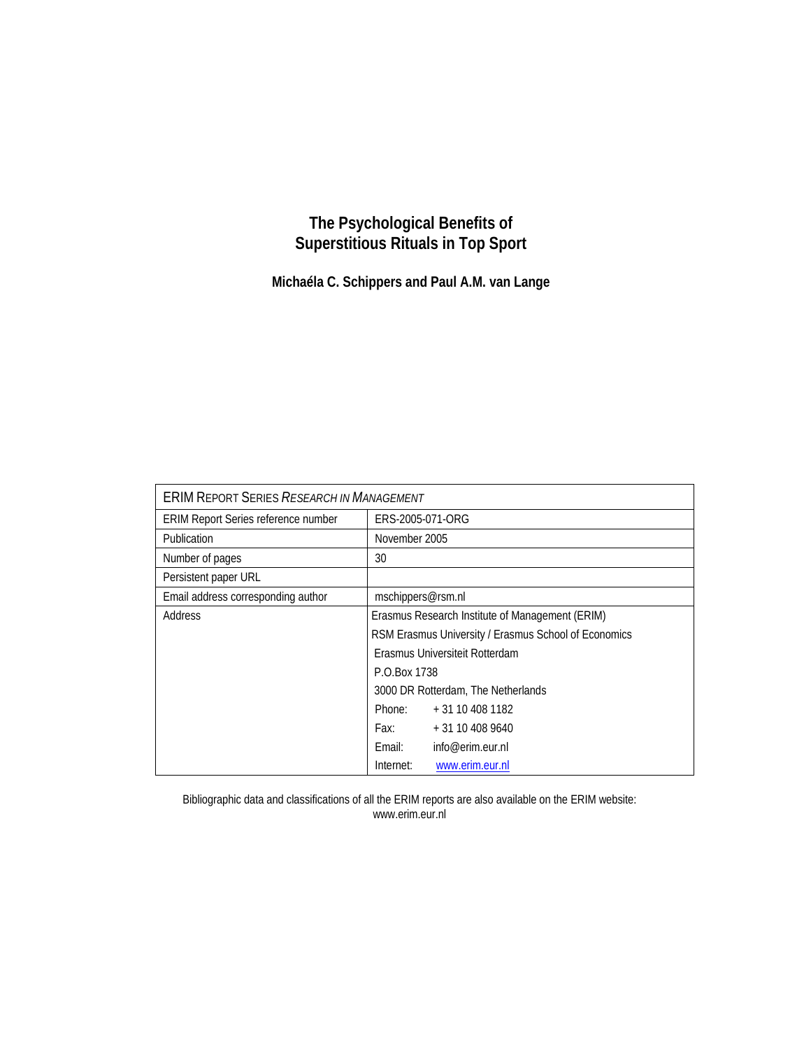# The Psychological Benefits of Superstitious Rituals in Top Sport

**Michaéla C. Schippers and Paul A.M. van Lange**

| ERIM REPORT SERIES *RESEARCH IN MANAGEMENT* | |
|---|---|
| ERIM Report Series reference number | ERS-2005-071-ORG |
| Publication | November 2005 |
| Number of pages | 30 |
| Persistent paper URL | |
| Email address corresponding author | mschippers@rsm.nl |
| Address | Erasmus Research Institute of Management (ERIM) |
| | RSM Erasmus University / Erasmus School of Economics |
| | Erasmus Universiteit Rotterdam |
| | P.O.Box 1738 |
| | 3000 DR Rotterdam, The Netherlands |
| | Phone: + 31 10 408 1182 |
| | Fax: + 31 10 408 9640 |
| | Email: info@erim.eur.nl |
| | Internet: www.erim.eur.nl |

Bibliographic data and classifications of all the ERIM reports are also available on the ERIM website: www.erim.eur.nl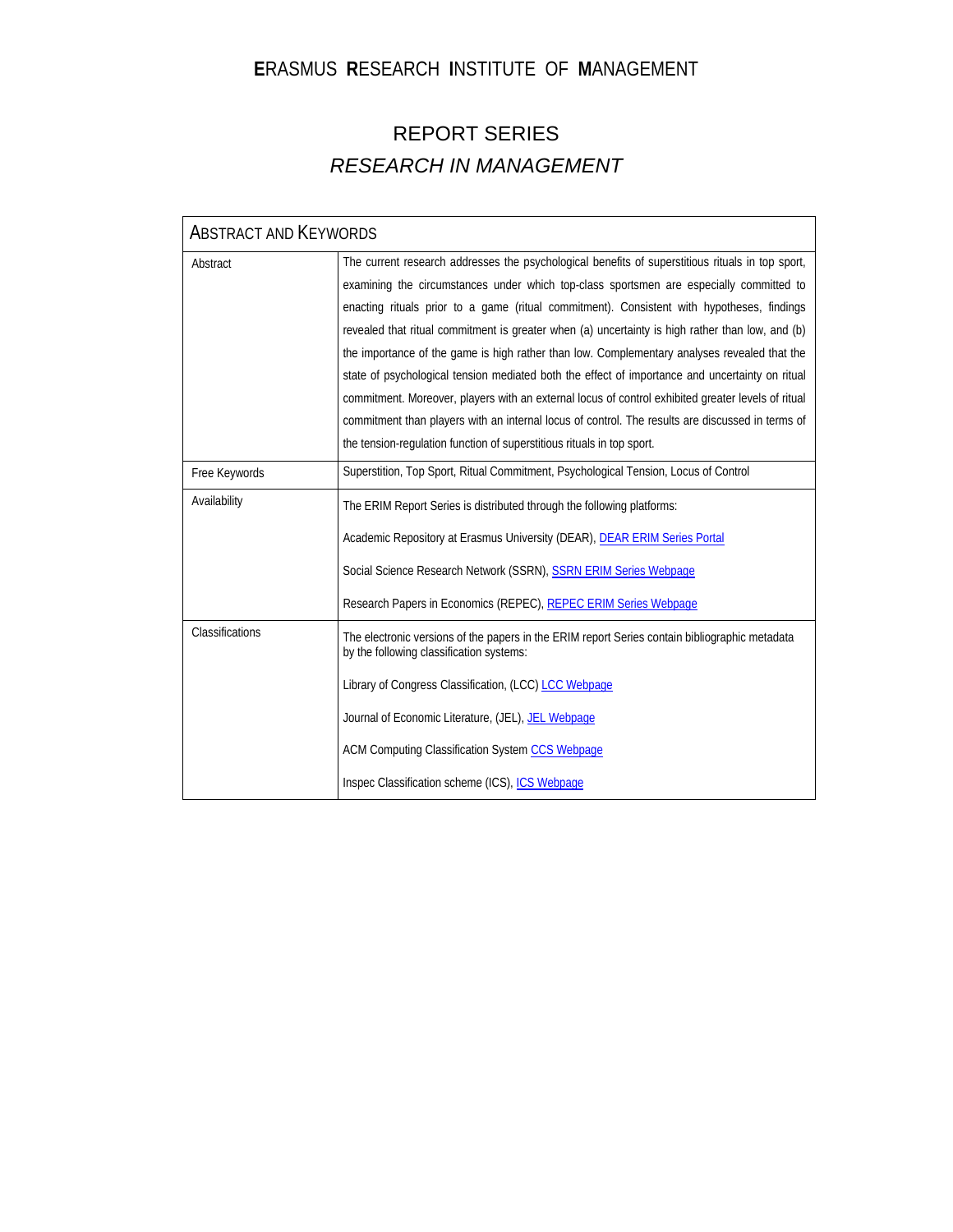# ERASMUS RESEARCH INSTITUTE OF MANAGEMENT

## REPORT SERIES
## *RESEARCH IN MANAGEMENT*

| ABSTRACT AND KEYWORDS | |
|---|---|
| Abstract | The current research addresses the psychological benefits of superstitious rituals in top sport, examining the circumstances under which top-class sportsmen are especially committed to enacting rituals prior to a game (ritual commitment). Consistent with hypotheses, findings revealed that ritual commitment is greater when (a) uncertainty is high rather than low, and (b) the importance of the game is high rather than low. Complementary analyses revealed that the state of psychological tension mediated both the effect of importance and uncertainty on ritual commitment. Moreover, players with an external locus of control exhibited greater levels of ritual commitment than players with an internal locus of control. The results are discussed in terms of the tension-regulation function of superstitious rituals in top sport. |
| Free Keywords | Superstition, Top Sport, Ritual Commitment, Psychological Tension, Locus of Control |
| Availability | The ERIM Report Series is distributed through the following platforms:<br><br>Academic Repository at Erasmus University (DEAR), DEAR ERIM Series Portal<br><br>Social Science Research Network (SSRN), SSRN ERIM Series Webpage<br><br>Research Papers in Economics (REPEC), REPEC ERIM Series Webpage |
| Classifications | The electronic versions of the papers in the ERIM report Series contain bibliographic metadata by the following classification systems:<br><br>Library of Congress Classification, (LCC) LCC Webpage<br><br>Journal of Economic Literature, (JEL), JEL Webpage<br><br>ACM Computing Classification System CCS Webpage<br><br>Inspec Classification scheme (ICS), ICS Webpage |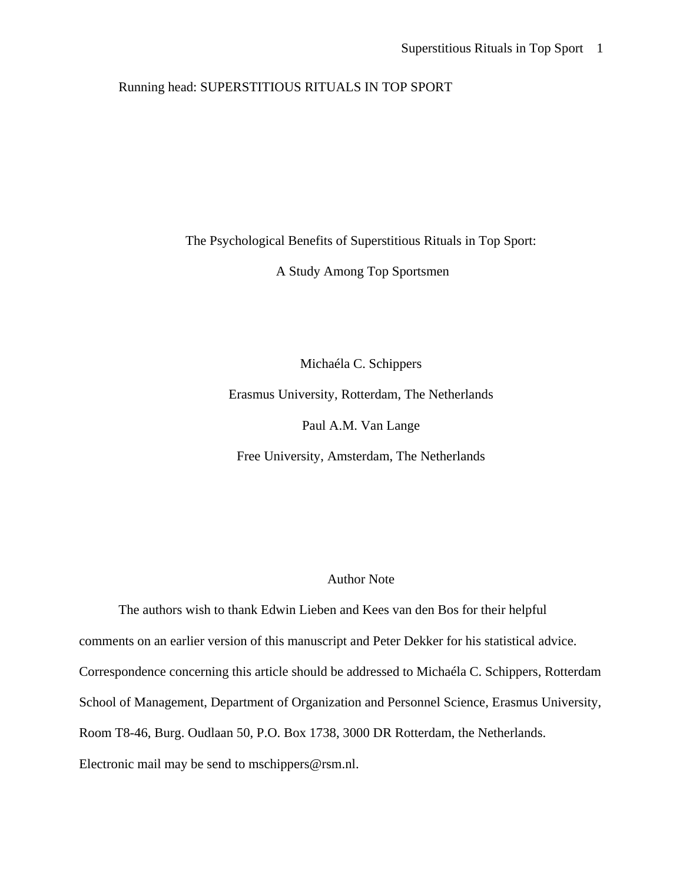Running head: SUPERSTITIOUS RITUALS IN TOP SPORT

# The Psychological Benefits of Superstitious Rituals in Top Sport: A Study Among Top Sportsmen

Michaéla C. Schippers

Erasmus University, Rotterdam, The Netherlands

Paul A.M. Van Lange

Free University, Amsterdam, The Netherlands

## Author Note

The authors wish to thank Edwin Lieben and Kees van den Bos for their helpful comments on an earlier version of this manuscript and Peter Dekker for his statistical advice. Correspondence concerning this article should be addressed to Michaéla C. Schippers, Rotterdam School of Management, Department of Organization and Personnel Science, Erasmus University, Room T8-46, Burg. Oudlaan 50, P.O. Box 1738, 3000 DR Rotterdam, the Netherlands. Electronic mail may be send to mschippers@rsm.nl.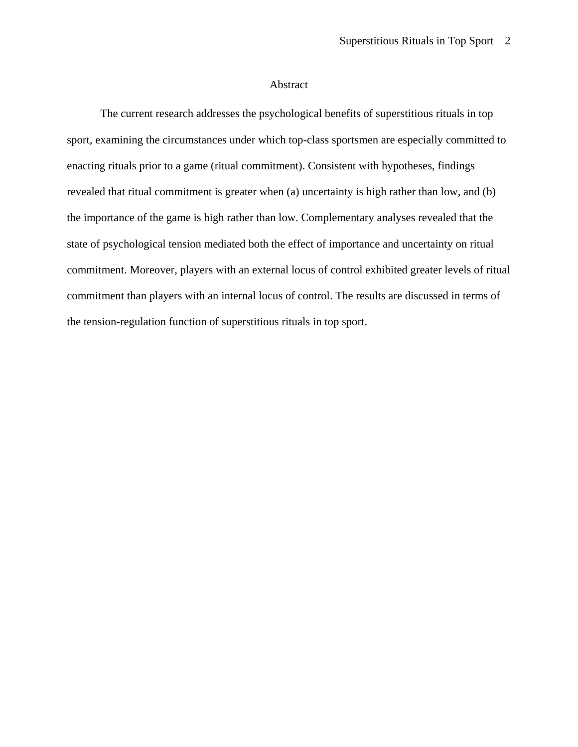# Abstract

The current research addresses the psychological benefits of superstitious rituals in top sport, examining the circumstances under which top-class sportsmen are especially committed to enacting rituals prior to a game (ritual commitment). Consistent with hypotheses, findings revealed that ritual commitment is greater when (a) uncertainty is high rather than low, and (b) the importance of the game is high rather than low. Complementary analyses revealed that the state of psychological tension mediated both the effect of importance and uncertainty on ritual commitment. Moreover, players with an external locus of control exhibited greater levels of ritual commitment than players with an internal locus of control. The results are discussed in terms of the tension-regulation function of superstitious rituals in top sport.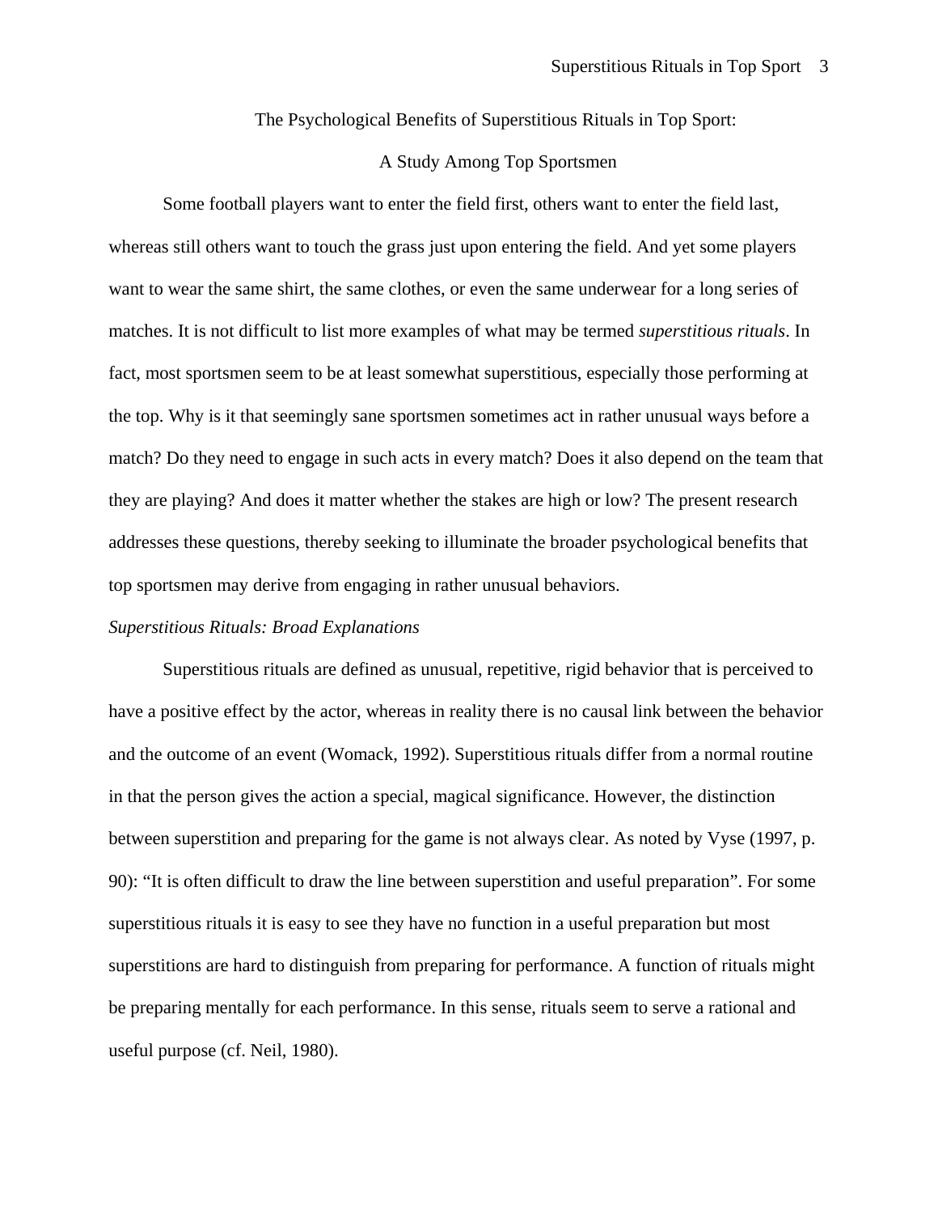# The Psychological Benefits of Superstitious Rituals in Top Sport:

# A Study Among Top Sportsmen

Some football players want to enter the field first, others want to enter the field last, whereas still others want to touch the grass just upon entering the field. And yet some players want to wear the same shirt, the same clothes, or even the same underwear for a long series of matches. It is not difficult to list more examples of what may be termed *superstitious rituals*. In fact, most sportsmen seem to be at least somewhat superstitious, especially those performing at the top. Why is it that seemingly sane sportsmen sometimes act in rather unusual ways before a match? Do they need to engage in such acts in every match? Does it also depend on the team that they are playing? And does it matter whether the stakes are high or low? The present research addresses these questions, thereby seeking to illuminate the broader psychological benefits that top sportsmen may derive from engaging in rather unusual behaviors.

## *Superstitious Rituals: Broad Explanations*

Superstitious rituals are defined as unusual, repetitive, rigid behavior that is perceived to have a positive effect by the actor, whereas in reality there is no causal link between the behavior and the outcome of an event (Womack, 1992). Superstitious rituals differ from a normal routine in that the person gives the action a special, magical significance. However, the distinction between superstition and preparing for the game is not always clear. As noted by Vyse (1997, p. 90): "It is often difficult to draw the line between superstition and useful preparation". For some superstitious rituals it is easy to see they have no function in a useful preparation but most superstitions are hard to distinguish from preparing for performance. A function of rituals might be preparing mentally for each performance. In this sense, rituals seem to serve a rational and useful purpose (cf. Neil, 1980).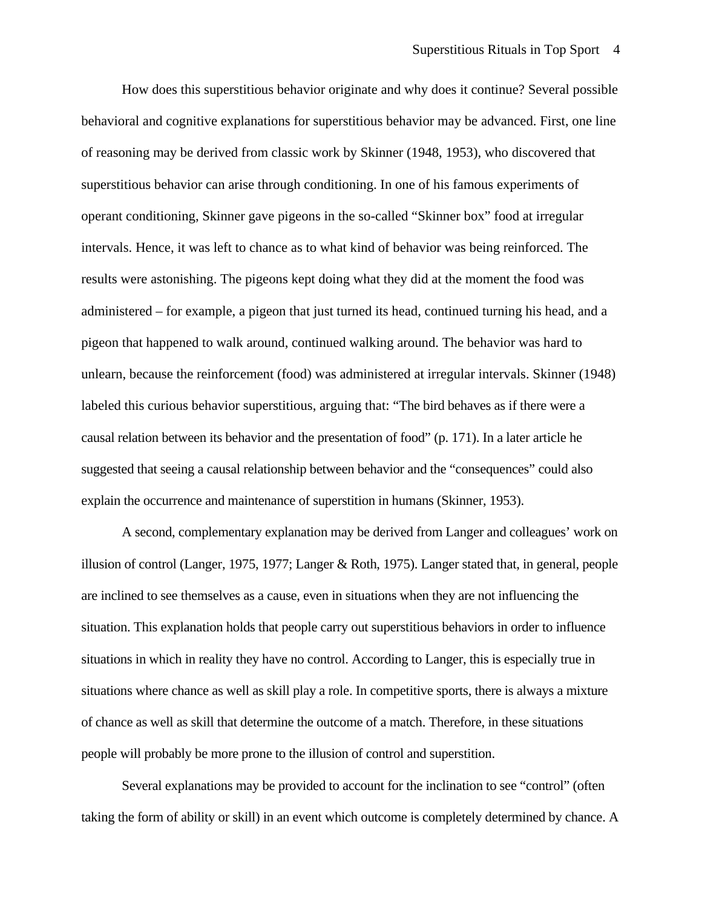How does this superstitious behavior originate and why does it continue? Several possible behavioral and cognitive explanations for superstitious behavior may be advanced. First, one line of reasoning may be derived from classic work by Skinner (1948, 1953), who discovered that superstitious behavior can arise through conditioning. In one of his famous experiments of operant conditioning, Skinner gave pigeons in the so-called "Skinner box" food at irregular intervals. Hence, it was left to chance as to what kind of behavior was being reinforced. The results were astonishing. The pigeons kept doing what they did at the moment the food was administered – for example, a pigeon that just turned its head, continued turning his head, and a pigeon that happened to walk around, continued walking around. The behavior was hard to unlearn, because the reinforcement (food) was administered at irregular intervals. Skinner (1948) labeled this curious behavior superstitious, arguing that: "The bird behaves as if there were a causal relation between its behavior and the presentation of food" (p. 171). In a later article he suggested that seeing a causal relationship between behavior and the "consequences" could also explain the occurrence and maintenance of superstition in humans (Skinner, 1953).

A second, complementary explanation may be derived from Langer and colleagues' work on illusion of control (Langer, 1975, 1977; Langer & Roth, 1975). Langer stated that, in general, people are inclined to see themselves as a cause, even in situations when they are not influencing the situation. This explanation holds that people carry out superstitious behaviors in order to influence situations in which in reality they have no control. According to Langer, this is especially true in situations where chance as well as skill play a role. In competitive sports, there is always a mixture of chance as well as skill that determine the outcome of a match. Therefore, in these situations people will probably be more prone to the illusion of control and superstition.

Several explanations may be provided to account for the inclination to see "control" (often taking the form of ability or skill) in an event which outcome is completely determined by chance. A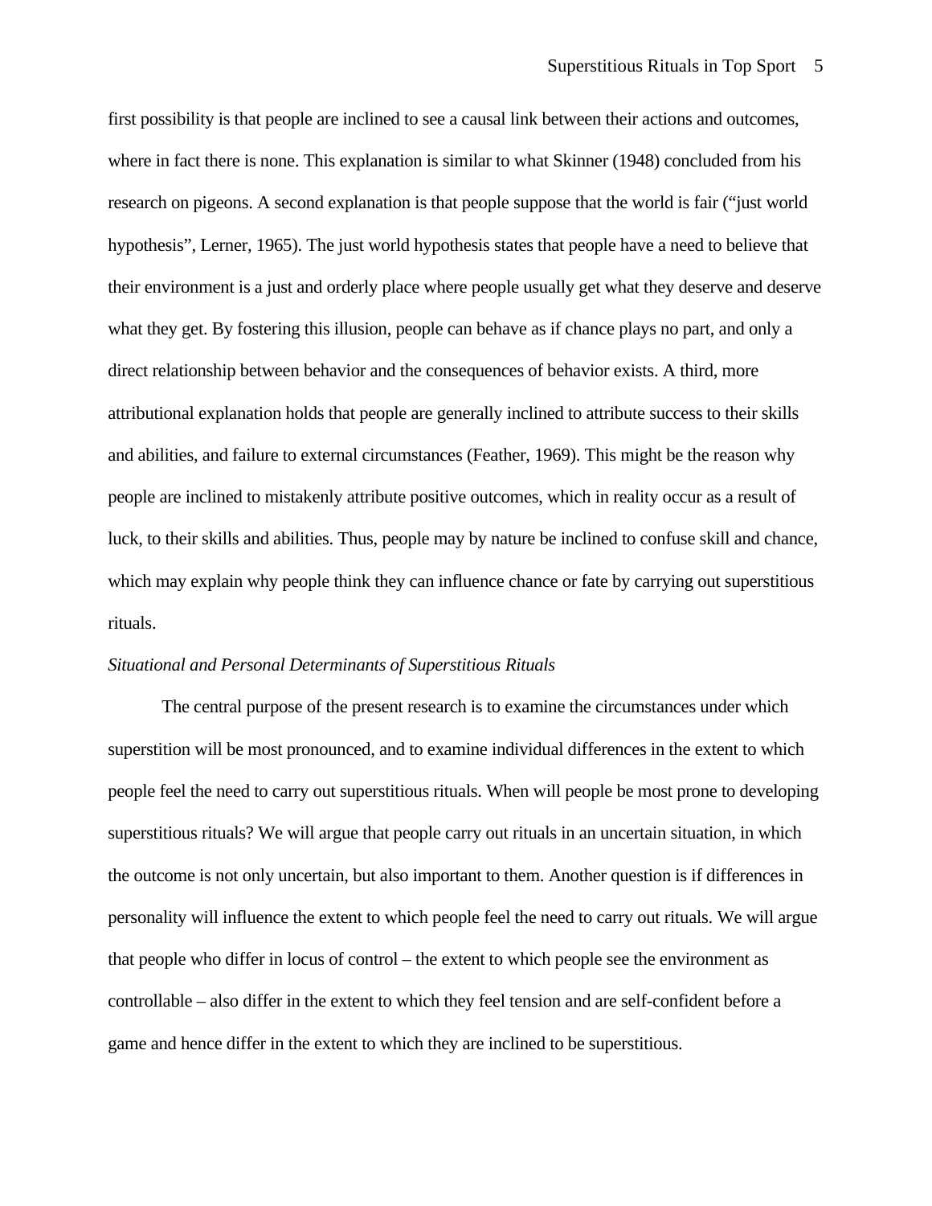first possibility is that people are inclined to see a causal link between their actions and outcomes, where in fact there is none. This explanation is similar to what Skinner (1948) concluded from his research on pigeons. A second explanation is that people suppose that the world is fair ("just world hypothesis", Lerner, 1965). The just world hypothesis states that people have a need to believe that their environment is a just and orderly place where people usually get what they deserve and deserve what they get. By fostering this illusion, people can behave as if chance plays no part, and only a direct relationship between behavior and the consequences of behavior exists. A third, more attributional explanation holds that people are generally inclined to attribute success to their skills and abilities, and failure to external circumstances (Feather, 1969). This might be the reason why people are inclined to mistakenly attribute positive outcomes, which in reality occur as a result of luck, to their skills and abilities. Thus, people may by nature be inclined to confuse skill and chance, which may explain why people think they can influence chance or fate by carrying out superstitious rituals.

*Situational and Personal Determinants of Superstitious Rituals*

The central purpose of the present research is to examine the circumstances under which superstition will be most pronounced, and to examine individual differences in the extent to which people feel the need to carry out superstitious rituals. When will people be most prone to developing superstitious rituals? We will argue that people carry out rituals in an uncertain situation, in which the outcome is not only uncertain, but also important to them. Another question is if differences in personality will influence the extent to which people feel the need to carry out rituals. We will argue that people who differ in locus of control – the extent to which people see the environment as controllable – also differ in the extent to which they feel tension and are self-confident before a game and hence differ in the extent to which they are inclined to be superstitious.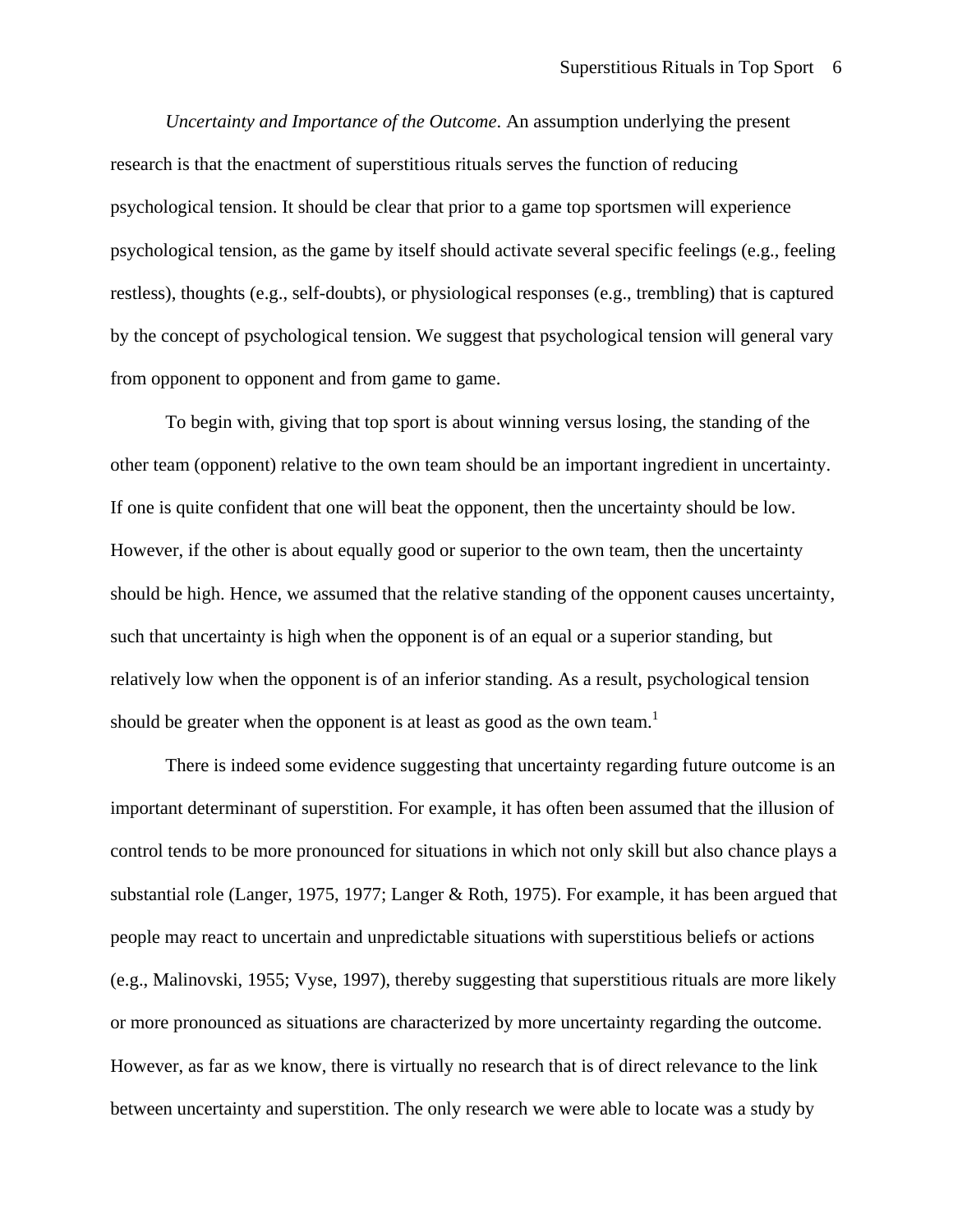*Uncertainty and Importance of the Outcome*. An assumption underlying the present research is that the enactment of superstitious rituals serves the function of reducing psychological tension. It should be clear that prior to a game top sportsmen will experience psychological tension, as the game by itself should activate several specific feelings (e.g., feeling restless), thoughts (e.g., self-doubts), or physiological responses (e.g., trembling) that is captured by the concept of psychological tension. We suggest that psychological tension will general vary from opponent to opponent and from game to game.

To begin with, giving that top sport is about winning versus losing, the standing of the other team (opponent) relative to the own team should be an important ingredient in uncertainty. If one is quite confident that one will beat the opponent, then the uncertainty should be low. However, if the other is about equally good or superior to the own team, then the uncertainty should be high. Hence, we assumed that the relative standing of the opponent causes uncertainty, such that uncertainty is high when the opponent is of an equal or a superior standing, but relatively low when the opponent is of an inferior standing. As a result, psychological tension should be greater when the opponent is at least as good as the own team.[1]

There is indeed some evidence suggesting that uncertainty regarding future outcome is an important determinant of superstition. For example, it has often been assumed that the illusion of control tends to be more pronounced for situations in which not only skill but also chance plays a substantial role (Langer, 1975, 1977; Langer & Roth, 1975). For example, it has been argued that people may react to uncertain and unpredictable situations with superstitious beliefs or actions (e.g., Malinovski, 1955; Vyse, 1997), thereby suggesting that superstitious rituals are more likely or more pronounced as situations are characterized by more uncertainty regarding the outcome. However, as far as we know, there is virtually no research that is of direct relevance to the link between uncertainty and superstition. The only research we were able to locate was a study by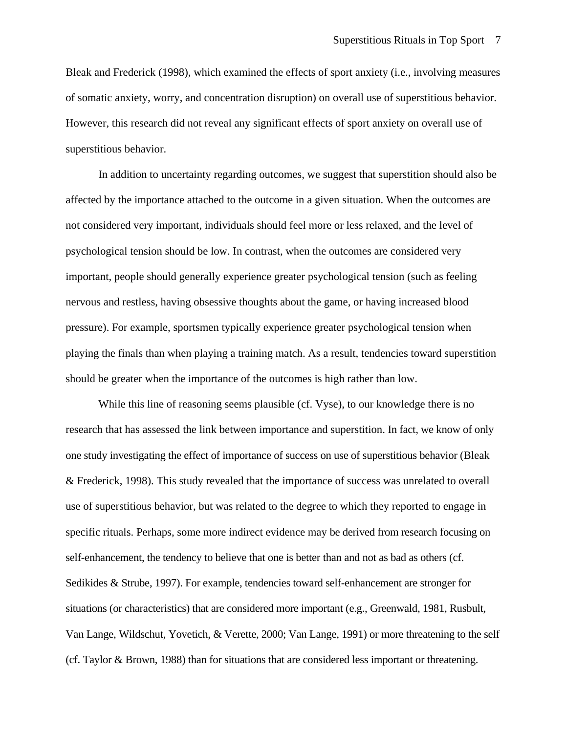Bleak and Frederick (1998), which examined the effects of sport anxiety (i.e., involving measures of somatic anxiety, worry, and concentration disruption) on overall use of superstitious behavior. However, this research did not reveal any significant effects of sport anxiety on overall use of superstitious behavior.

In addition to uncertainty regarding outcomes, we suggest that superstition should also be affected by the importance attached to the outcome in a given situation. When the outcomes are not considered very important, individuals should feel more or less relaxed, and the level of psychological tension should be low. In contrast, when the outcomes are considered very important, people should generally experience greater psychological tension (such as feeling nervous and restless, having obsessive thoughts about the game, or having increased blood pressure). For example, sportsmen typically experience greater psychological tension when playing the finals than when playing a training match. As a result, tendencies toward superstition should be greater when the importance of the outcomes is high rather than low.

While this line of reasoning seems plausible (cf. Vyse), to our knowledge there is no research that has assessed the link between importance and superstition. In fact, we know of only one study investigating the effect of importance of success on use of superstitious behavior (Bleak & Frederick, 1998). This study revealed that the importance of success was unrelated to overall use of superstitious behavior, but was related to the degree to which they reported to engage in specific rituals. Perhaps, some more indirect evidence may be derived from research focusing on self-enhancement, the tendency to believe that one is better than and not as bad as others (cf. Sedikides & Strube, 1997). For example, tendencies toward self-enhancement are stronger for situations (or characteristics) that are considered more important (e.g., Greenwald, 1981, Rusbult, Van Lange, Wildschut, Yovetich, & Verette, 2000; Van Lange, 1991) or more threatening to the self (cf. Taylor & Brown, 1988) than for situations that are considered less important or threatening.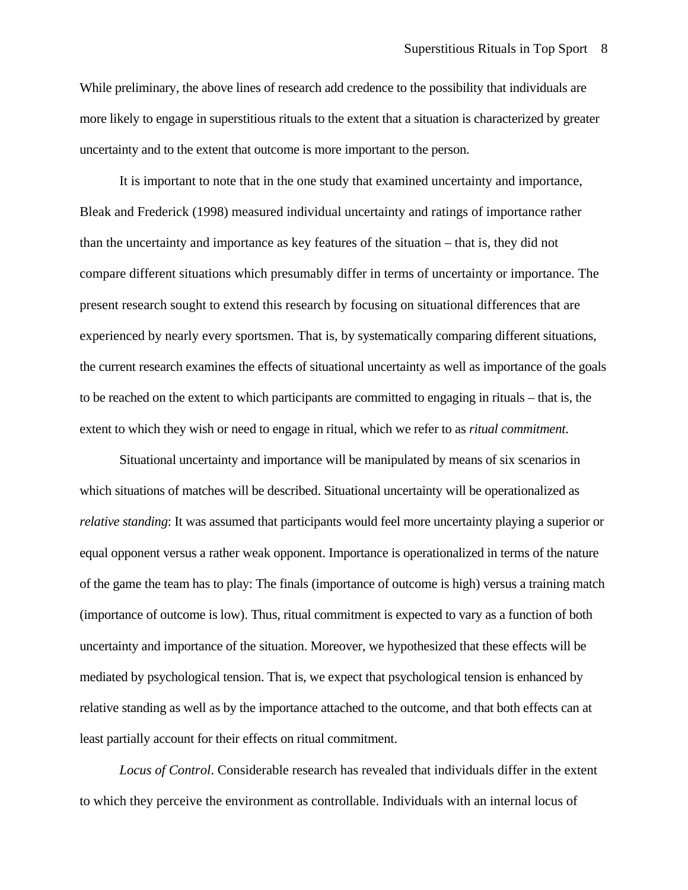While preliminary, the above lines of research add credence to the possibility that individuals are more likely to engage in superstitious rituals to the extent that a situation is characterized by greater uncertainty and to the extent that outcome is more important to the person.

It is important to note that in the one study that examined uncertainty and importance, Bleak and Frederick (1998) measured individual uncertainty and ratings of importance rather than the uncertainty and importance as key features of the situation – that is, they did not compare different situations which presumably differ in terms of uncertainty or importance. The present research sought to extend this research by focusing on situational differences that are experienced by nearly every sportsmen. That is, by systematically comparing different situations, the current research examines the effects of situational uncertainty as well as importance of the goals to be reached on the extent to which participants are committed to engaging in rituals – that is, the extent to which they wish or need to engage in ritual, which we refer to as *ritual commitment*.

Situational uncertainty and importance will be manipulated by means of six scenarios in which situations of matches will be described. Situational uncertainty will be operationalized as *relative standing*: It was assumed that participants would feel more uncertainty playing a superior or equal opponent versus a rather weak opponent. Importance is operationalized in terms of the nature of the game the team has to play: The finals (importance of outcome is high) versus a training match (importance of outcome is low). Thus, ritual commitment is expected to vary as a function of both uncertainty and importance of the situation. Moreover, we hypothesized that these effects will be mediated by psychological tension. That is, we expect that psychological tension is enhanced by relative standing as well as by the importance attached to the outcome, and that both effects can at least partially account for their effects on ritual commitment.

*Locus of Control*. Considerable research has revealed that individuals differ in the extent to which they perceive the environment as controllable. Individuals with an internal locus of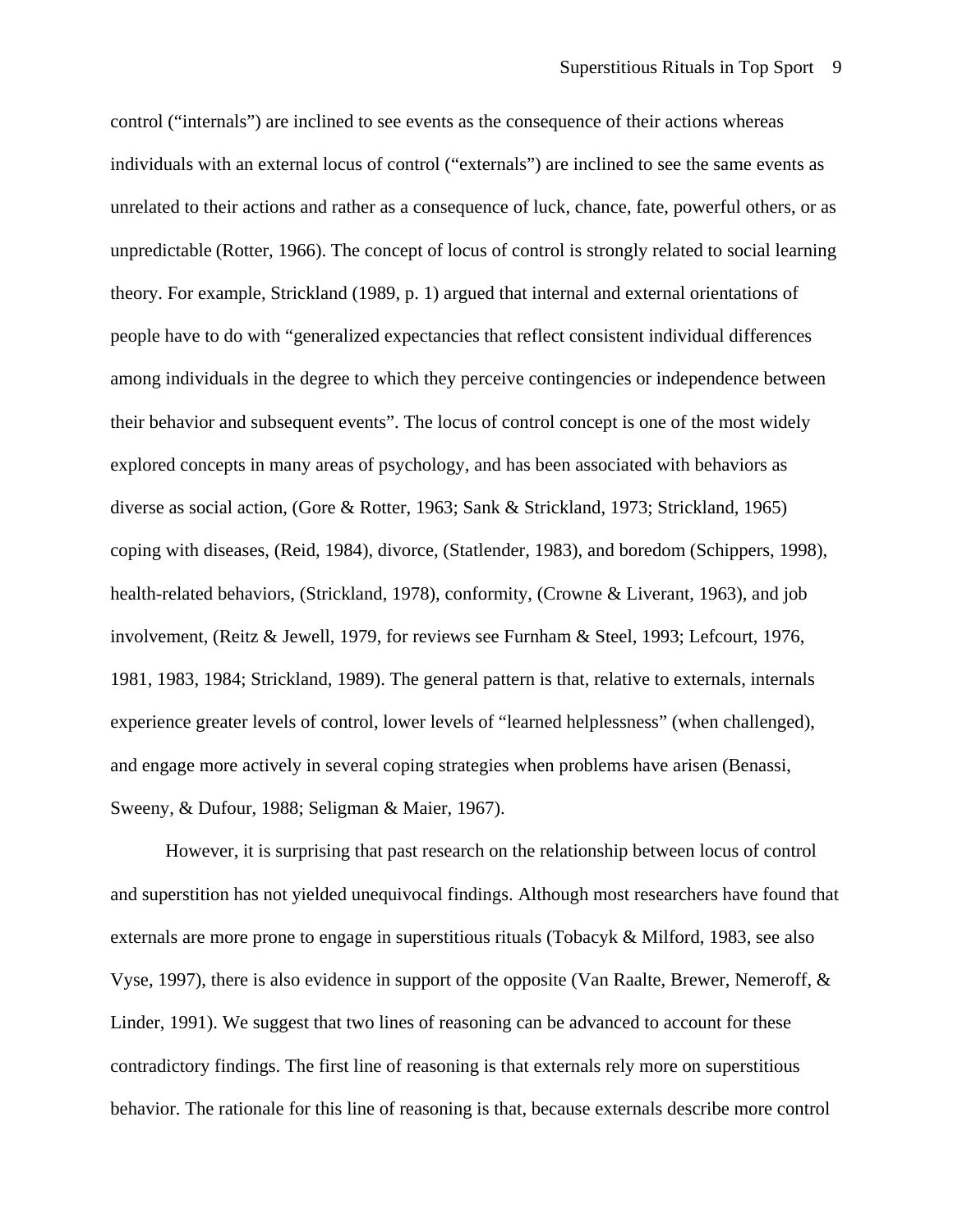control (“internals”) are inclined to see events as the consequence of their actions whereas individuals with an external locus of control (“externals”) are inclined to see the same events as unrelated to their actions and rather as a consequence of luck, chance, fate, powerful others, or as unpredictable (Rotter, 1966). The concept of locus of control is strongly related to social learning theory. For example, Strickland (1989, p. 1) argued that internal and external orientations of people have to do with “generalized expectancies that reflect consistent individual differences among individuals in the degree to which they perceive contingencies or independence between their behavior and subsequent events”. The locus of control concept is one of the most widely explored concepts in many areas of psychology, and has been associated with behaviors as diverse as social action, (Gore & Rotter, 1963; Sank & Strickland, 1973; Strickland, 1965) coping with diseases, (Reid, 1984), divorce, (Statlender, 1983), and boredom (Schippers, 1998), health-related behaviors, (Strickland, 1978), conformity, (Crowne & Liverant, 1963), and job involvement, (Reitz & Jewell, 1979, for reviews see Furnham & Steel, 1993; Lefcourt, 1976, 1981, 1983, 1984; Strickland, 1989). The general pattern is that, relative to externals, internals experience greater levels of control, lower levels of “learned helplessness” (when challenged), and engage more actively in several coping strategies when problems have arisen (Benassi, Sweeny, & Dufour, 1988; Seligman & Maier, 1967).

However, it is surprising that past research on the relationship between locus of control and superstition has not yielded unequivocal findings. Although most researchers have found that externals are more prone to engage in superstitious rituals (Tobacyk & Milford, 1983, see also Vyse, 1997), there is also evidence in support of the opposite (Van Raalte, Brewer, Nemeroff, & Linder, 1991). We suggest that two lines of reasoning can be advanced to account for these contradictory findings. The first line of reasoning is that externals rely more on superstitious behavior. The rationale for this line of reasoning is that, because externals describe more control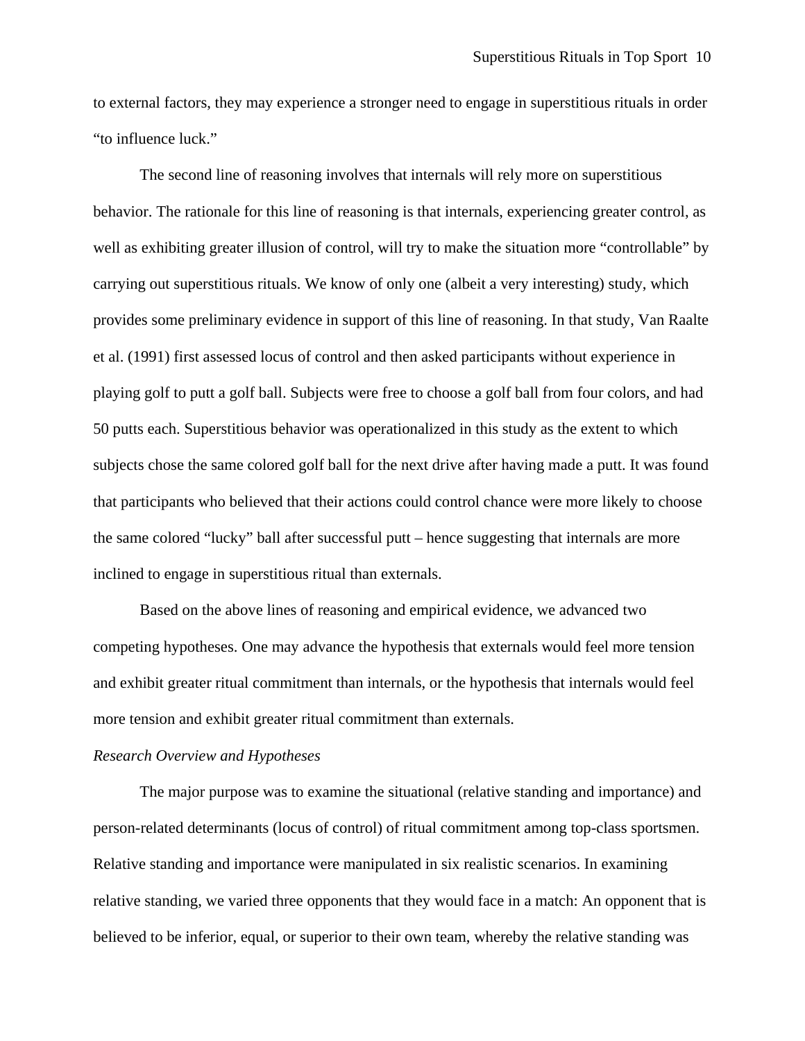to external factors, they may experience a stronger need to engage in superstitious rituals in order "to influence luck."

The second line of reasoning involves that internals will rely more on superstitious behavior. The rationale for this line of reasoning is that internals, experiencing greater control, as well as exhibiting greater illusion of control, will try to make the situation more "controllable" by carrying out superstitious rituals. We know of only one (albeit a very interesting) study, which provides some preliminary evidence in support of this line of reasoning. In that study, Van Raalte et al. (1991) first assessed locus of control and then asked participants without experience in playing golf to putt a golf ball. Subjects were free to choose a golf ball from four colors, and had 50 putts each. Superstitious behavior was operationalized in this study as the extent to which subjects chose the same colored golf ball for the next drive after having made a putt. It was found that participants who believed that their actions could control chance were more likely to choose the same colored "lucky" ball after successful putt – hence suggesting that internals are more inclined to engage in superstitious ritual than externals.

Based on the above lines of reasoning and empirical evidence, we advanced two competing hypotheses. One may advance the hypothesis that externals would feel more tension and exhibit greater ritual commitment than internals, or the hypothesis that internals would feel more tension and exhibit greater ritual commitment than externals.

*Research Overview and Hypotheses*

The major purpose was to examine the situational (relative standing and importance) and person-related determinants (locus of control) of ritual commitment among top-class sportsmen. Relative standing and importance were manipulated in six realistic scenarios. In examining relative standing, we varied three opponents that they would face in a match: An opponent that is believed to be inferior, equal, or superior to their own team, whereby the relative standing was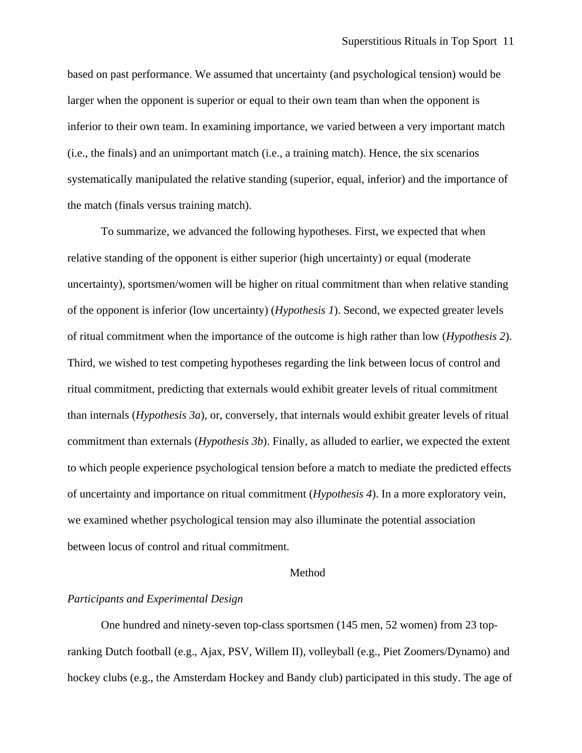based on past performance. We assumed that uncertainty (and psychological tension) would be larger when the opponent is superior or equal to their own team than when the opponent is inferior to their own team. In examining importance, we varied between a very important match (i.e., the finals) and an unimportant match (i.e., a training match). Hence, the six scenarios systematically manipulated the relative standing (superior, equal, inferior) and the importance of the match (finals versus training match).

To summarize, we advanced the following hypotheses. First, we expected that when relative standing of the opponent is either superior (high uncertainty) or equal (moderate uncertainty), sportsmen/women will be higher on ritual commitment than when relative standing of the opponent is inferior (low uncertainty) (*Hypothesis 1*). Second, we expected greater levels of ritual commitment when the importance of the outcome is high rather than low (*Hypothesis 2*). Third, we wished to test competing hypotheses regarding the link between locus of control and ritual commitment, predicting that externals would exhibit greater levels of ritual commitment than internals (*Hypothesis 3a*), or, conversely, that internals would exhibit greater levels of ritual commitment than externals (*Hypothesis 3b*). Finally, as alluded to earlier, we expected the extent to which people experience psychological tension before a match to mediate the predicted effects of uncertainty and importance on ritual commitment (*Hypothesis 4*). In a more exploratory vein, we examined whether psychological tension may also illuminate the potential association between locus of control and ritual commitment.

## Method

### *Participants and Experimental Design*

One hundred and ninety-seven top-class sportsmen (145 men, 52 women) from 23 top-ranking Dutch football (e.g., Ajax, PSV, Willem II), volleyball (e.g., Piet Zoomers/Dynamo) and hockey clubs (e.g., the Amsterdam Hockey and Bandy club) participated in this study. The age of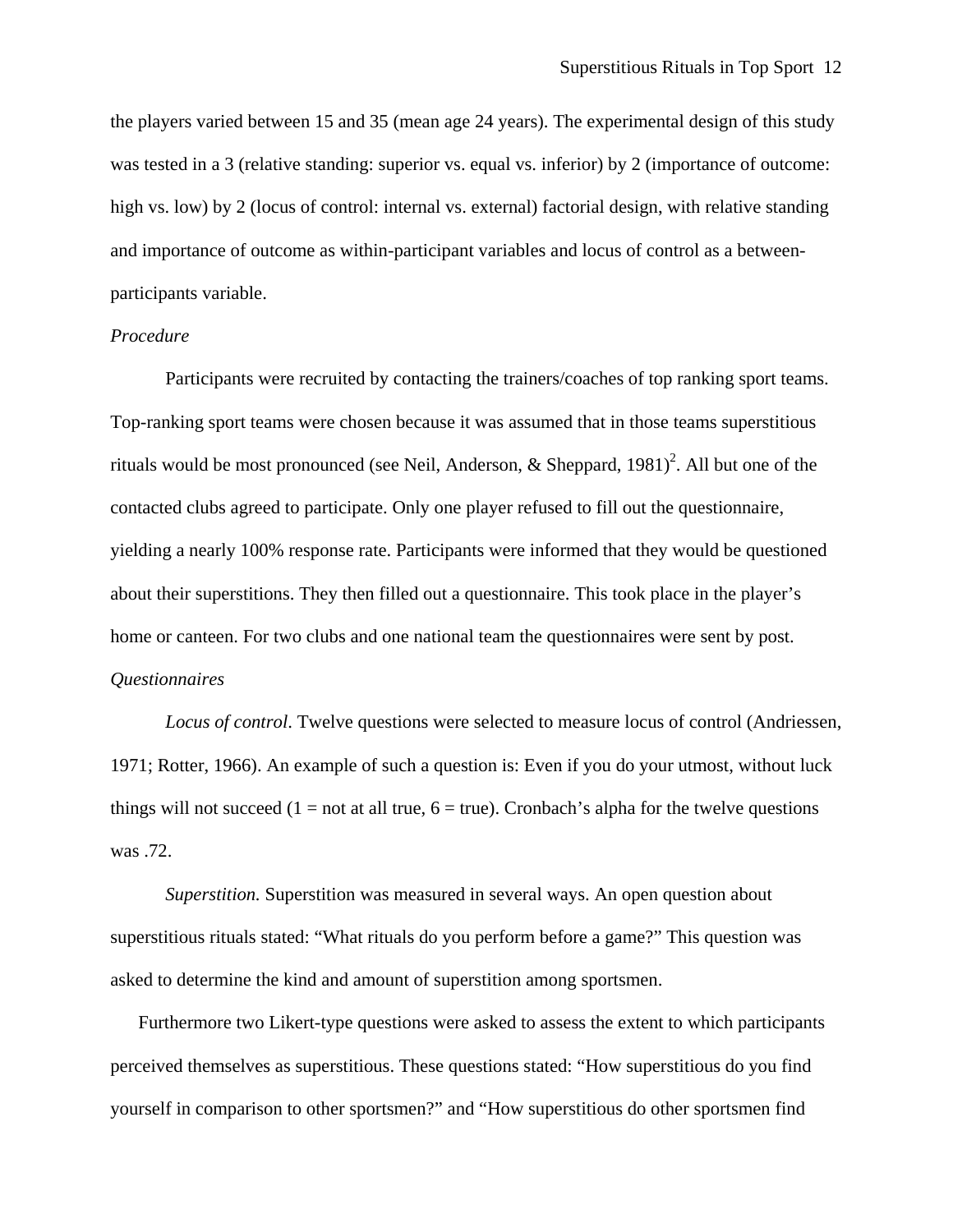the players varied between 15 and 35 (mean age 24 years). The experimental design of this study was tested in a 3 (relative standing: superior vs. equal vs. inferior) by 2 (importance of outcome: high vs. low) by 2 (locus of control: internal vs. external) factorial design, with relative standing and importance of outcome as within-participant variables and locus of control as a between-participants variable.

*Procedure*

Participants were recruited by contacting the trainers/coaches of top ranking sport teams. Top-ranking sport teams were chosen because it was assumed that in those teams superstitious rituals would be most pronounced (see Neil, Anderson, & Sheppard, 1981)[2]. All but one of the contacted clubs agreed to participate. Only one player refused to fill out the questionnaire, yielding a nearly 100% response rate. Participants were informed that they would be questioned about their superstitions. They then filled out a questionnaire. This took place in the player's home or canteen. For two clubs and one national team the questionnaires were sent by post.

*Questionnaires*

*Locus of control*. Twelve questions were selected to measure locus of control (Andriessen, 1971; Rotter, 1966). An example of such a question is: Even if you do your utmost, without luck things will not succeed (1 = not at all true, 6 = true). Cronbach's alpha for the twelve questions was .72.

*Superstition.* Superstition was measured in several ways. An open question about superstitious rituals stated: "What rituals do you perform before a game?" This question was asked to determine the kind and amount of superstition among sportsmen.

Furthermore two Likert-type questions were asked to assess the extent to which participants perceived themselves as superstitious. These questions stated: "How superstitious do you find yourself in comparison to other sportsmen?" and "How superstitious do other sportsmen find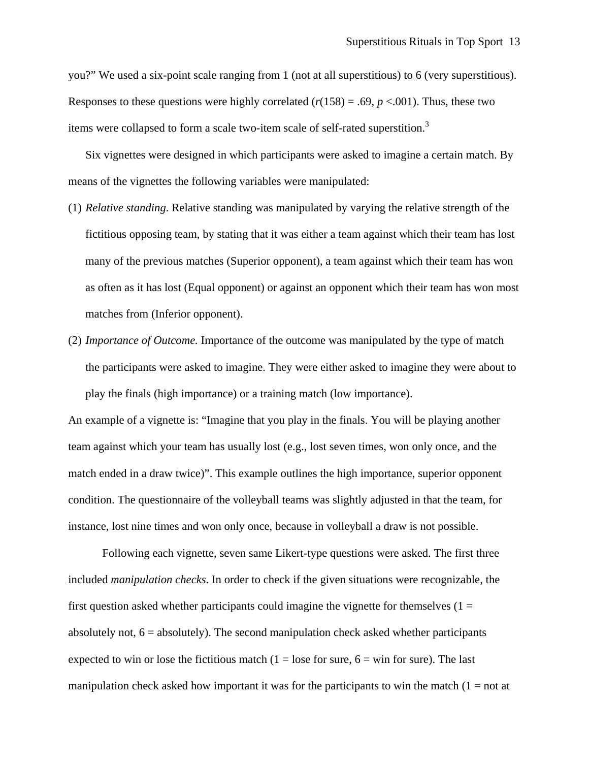you?" We used a six-point scale ranging from 1 (not at all superstitious) to 6 (very superstitious). Responses to these questions were highly correlated ($r(158) = .69$, $p < .001$). Thus, these two items were collapsed to form a scale two-item scale of self-rated superstition.[3]

Six vignettes were designed in which participants were asked to imagine a certain match. By means of the vignettes the following variables were manipulated:

(1) *Relative standing*. Relative standing was manipulated by varying the relative strength of the fictitious opposing team, by stating that it was either a team against which their team has lost many of the previous matches (Superior opponent), a team against which their team has won as often as it has lost (Equal opponent) or against an opponent which their team has won most matches from (Inferior opponent).

(2) *Importance of Outcome.* Importance of the outcome was manipulated by the type of match the participants were asked to imagine. They were either asked to imagine they were about to play the finals (high importance) or a training match (low importance).

An example of a vignette is: "Imagine that you play in the finals. You will be playing another team against which your team has usually lost (e.g., lost seven times, won only once, and the match ended in a draw twice)". This example outlines the high importance, superior opponent condition. The questionnaire of the volleyball teams was slightly adjusted in that the team, for instance, lost nine times and won only once, because in volleyball a draw is not possible.

Following each vignette, seven same Likert-type questions were asked. The first three included *manipulation checks*. In order to check if the given situations were recognizable, the first question asked whether participants could imagine the vignette for themselves (1 = absolutely not, 6 = absolutely). The second manipulation check asked whether participants expected to win or lose the fictitious match (1 = lose for sure, 6 = win for sure). The last manipulation check asked how important it was for the participants to win the match (1 = not at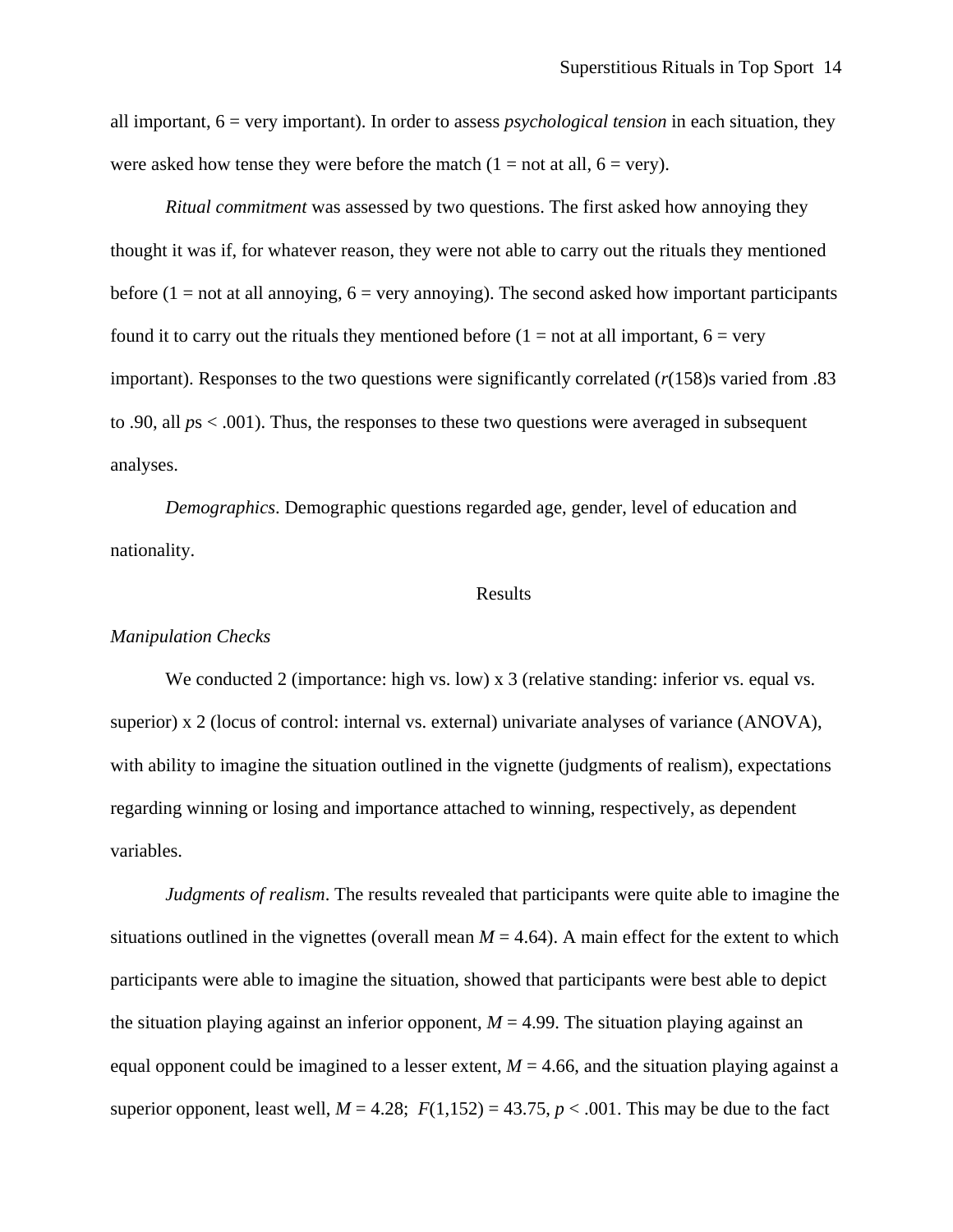all important, 6 = very important). In order to assess *psychological tension* in each situation, they were asked how tense they were before the match (1 = not at all, 6 = very).

*Ritual commitment* was assessed by two questions. The first asked how annoying they thought it was if, for whatever reason, they were not able to carry out the rituals they mentioned before (1 = not at all annoying, 6 = very annoying). The second asked how important participants found it to carry out the rituals they mentioned before (1 = not at all important, 6 = very important). Responses to the two questions were significantly correlated ($r(158)$s varied from .83 to .90, all $p$s < .001). Thus, the responses to these two questions were averaged in subsequent analyses.

*Demographics*. Demographic questions regarded age, gender, level of education and nationality.

## Results

### *Manipulation Checks*

We conducted 2 (importance: high vs. low) x 3 (relative standing: inferior vs. equal vs. superior) x 2 (locus of control: internal vs. external) univariate analyses of variance (ANOVA), with ability to imagine the situation outlined in the vignette (judgments of realism), expectations regarding winning or losing and importance attached to winning, respectively, as dependent variables.

*Judgments of realism*. The results revealed that participants were quite able to imagine the situations outlined in the vignettes (overall mean $M = 4.64$). A main effect for the extent to which participants were able to imagine the situation, showed that participants were best able to depict the situation playing against an inferior opponent, $M = 4.99$. The situation playing against an equal opponent could be imagined to a lesser extent, $M = 4.66$, and the situation playing against a superior opponent, least well, $M = 4.28$; $F(1,152) = 43.75$, $p < .001$. This may be due to the fact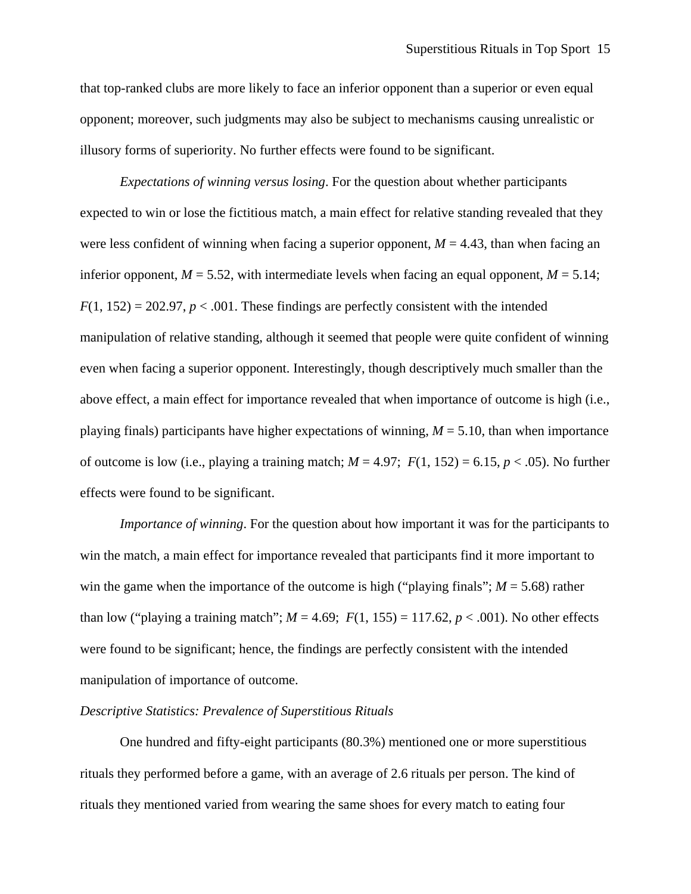that top-ranked clubs are more likely to face an inferior opponent than a superior or even equal opponent; moreover, such judgments may also be subject to mechanisms causing unrealistic or illusory forms of superiority. No further effects were found to be significant.

*Expectations of winning versus losing*. For the question about whether participants expected to win or lose the fictitious match, a main effect for relative standing revealed that they were less confident of winning when facing a superior opponent, $M = 4.43$, than when facing an inferior opponent, $M = 5.52$, with intermediate levels when facing an equal opponent, $M = 5.14$; $F(1, 152) = 202.97$, $p < .001$. These findings are perfectly consistent with the intended manipulation of relative standing, although it seemed that people were quite confident of winning even when facing a superior opponent. Interestingly, though descriptively much smaller than the above effect, a main effect for importance revealed that when importance of outcome is high (i.e., playing finals) participants have higher expectations of winning, $M = 5.10$, than when importance of outcome is low (i.e., playing a training match; $M = 4.97$; $F(1, 152) = 6.15$, $p < .05$). No further effects were found to be significant.

*Importance of winning*. For the question about how important it was for the participants to win the match, a main effect for importance revealed that participants find it more important to win the game when the importance of the outcome is high ("playing finals"; $M = 5.68$) rather than low ("playing a training match"; $M = 4.69$; $F(1, 155) = 117.62$, $p < .001$). No other effects were found to be significant; hence, the findings are perfectly consistent with the intended manipulation of importance of outcome.

*Descriptive Statistics: Prevalence of Superstitious Rituals*

One hundred and fifty-eight participants (80.3%) mentioned one or more superstitious rituals they performed before a game, with an average of 2.6 rituals per person. The kind of rituals they mentioned varied from wearing the same shoes for every match to eating four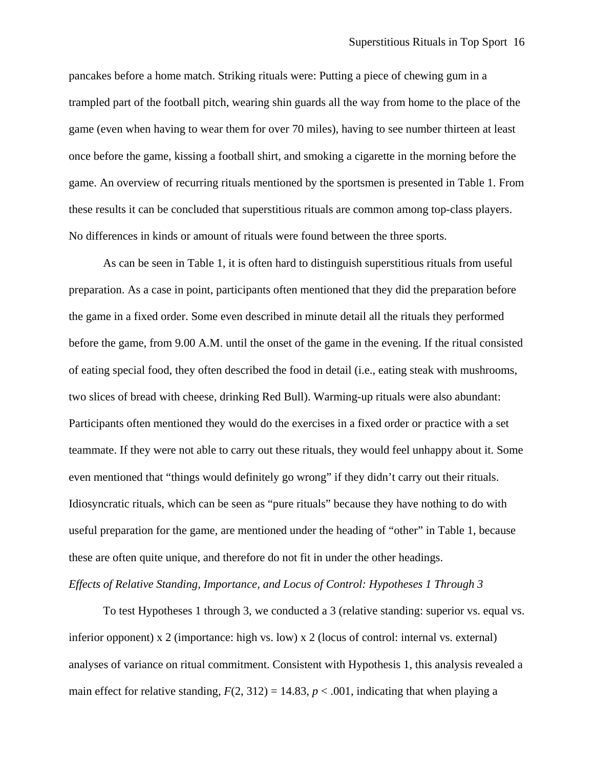pancakes before a home match. Striking rituals were: Putting a piece of chewing gum in a trampled part of the football pitch, wearing shin guards all the way from home to the place of the game (even when having to wear them for over 70 miles), having to see number thirteen at least once before the game, kissing a football shirt, and smoking a cigarette in the morning before the game. An overview of recurring rituals mentioned by the sportsmen is presented in Table 1. From these results it can be concluded that superstitious rituals are common among top-class players. No differences in kinds or amount of rituals were found between the three sports.

As can be seen in Table 1, it is often hard to distinguish superstitious rituals from useful preparation. As a case in point, participants often mentioned that they did the preparation before the game in a fixed order. Some even described in minute detail all the rituals they performed before the game, from 9.00 A.M. until the onset of the game in the evening. If the ritual consisted of eating special food, they often described the food in detail (i.e., eating steak with mushrooms, two slices of bread with cheese, drinking Red Bull). Warming-up rituals were also abundant: Participants often mentioned they would do the exercises in a fixed order or practice with a set teammate. If they were not able to carry out these rituals, they would feel unhappy about it. Some even mentioned that "things would definitely go wrong" if they didn't carry out their rituals. Idiosyncratic rituals, which can be seen as "pure rituals" because they have nothing to do with useful preparation for the game, are mentioned under the heading of "other" in Table 1, because these are often quite unique, and therefore do not fit in under the other headings.

*Effects of Relative Standing, Importance, and Locus of Control: Hypotheses 1 Through 3*

To test Hypotheses 1 through 3, we conducted a 3 (relative standing: superior vs. equal vs. inferior opponent) x 2 (importance: high vs. low) x 2 (locus of control: internal vs. external) analyses of variance on ritual commitment. Consistent with Hypothesis 1, this analysis revealed a main effect for relative standing, $F(2, 312) = 14.83$, $p < .001$, indicating that when playing a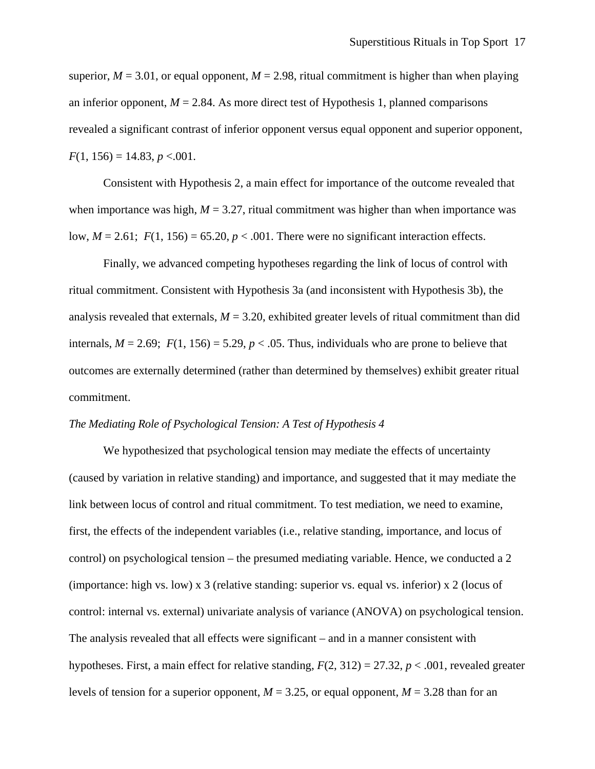superior, $M = 3.01$, or equal opponent, $M = 2.98$, ritual commitment is higher than when playing an inferior opponent, $M = 2.84$. As more direct test of Hypothesis 1, planned comparisons revealed a significant contrast of inferior opponent versus equal opponent and superior opponent, $F(1, 156) = 14.83$, $p < .001$.

Consistent with Hypothesis 2, a main effect for importance of the outcome revealed that when importance was high, $M = 3.27$, ritual commitment was higher than when importance was low, $M = 2.61$; $F(1, 156) = 65.20$, $p < .001$. There were no significant interaction effects.

Finally, we advanced competing hypotheses regarding the link of locus of control with ritual commitment. Consistent with Hypothesis 3a (and inconsistent with Hypothesis 3b), the analysis revealed that externals, $M = 3.20$, exhibited greater levels of ritual commitment than did internals, $M = 2.69$; $F(1, 156) = 5.29$, $p < .05$. Thus, individuals who are prone to believe that outcomes are externally determined (rather than determined by themselves) exhibit greater ritual commitment.

*The Mediating Role of Psychological Tension: A Test of Hypothesis 4*

We hypothesized that psychological tension may mediate the effects of uncertainty (caused by variation in relative standing) and importance, and suggested that it may mediate the link between locus of control and ritual commitment. To test mediation, we need to examine, first, the effects of the independent variables (i.e., relative standing, importance, and locus of control) on psychological tension – the presumed mediating variable. Hence, we conducted a 2 (importance: high vs. low) x 3 (relative standing: superior vs. equal vs. inferior) x 2 (locus of control: internal vs. external) univariate analysis of variance (ANOVA) on psychological tension. The analysis revealed that all effects were significant – and in a manner consistent with hypotheses. First, a main effect for relative standing, $F(2, 312) = 27.32$, $p < .001$, revealed greater levels of tension for a superior opponent, $M = 3.25$, or equal opponent, $M = 3.28$ than for an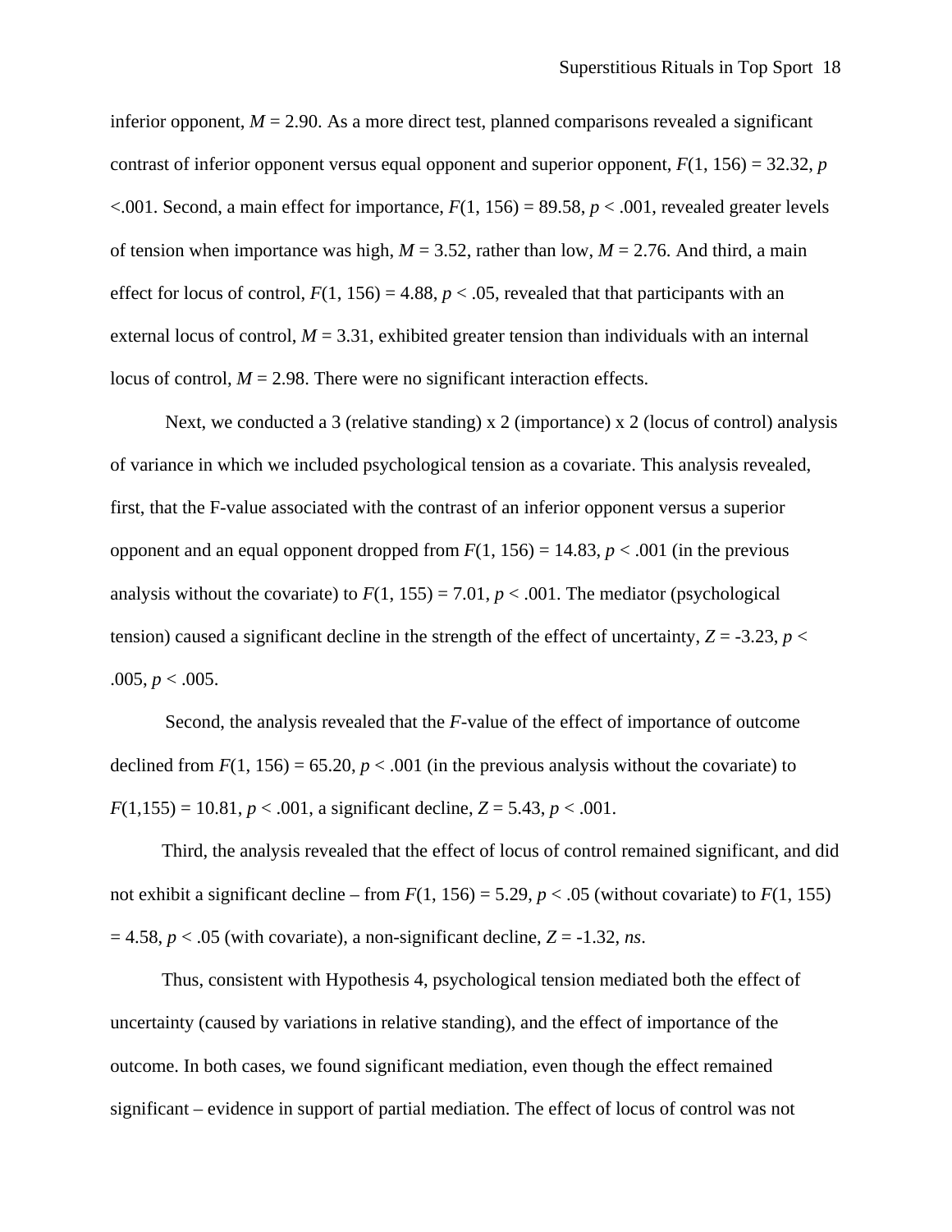inferior opponent, $M = 2.90$. As a more direct test, planned comparisons revealed a significant contrast of inferior opponent versus equal opponent and superior opponent, $F(1, 156) = 32.32$, $p < .001$. Second, a main effect for importance, $F(1, 156) = 89.58$, $p < .001$, revealed greater levels of tension when importance was high, $M = 3.52$, rather than low, $M = 2.76$. And third, a main effect for locus of control, $F(1, 156) = 4.88$, $p < .05$, revealed that that participants with an external locus of control, $M = 3.31$, exhibited greater tension than individuals with an internal locus of control, $M = 2.98$. There were no significant interaction effects.

Next, we conducted a 3 (relative standing) x 2 (importance) x 2 (locus of control) analysis of variance in which we included psychological tension as a covariate. This analysis revealed, first, that the F-value associated with the contrast of an inferior opponent versus a superior opponent and an equal opponent dropped from $F(1, 156) = 14.83$, $p < .001$ (in the previous analysis without the covariate) to $F(1, 155) = 7.01$, $p < .001$. The mediator (psychological tension) caused a significant decline in the strength of the effect of uncertainty, $Z = -3.23$, $p < .005$, $p < .005$.

Second, the analysis revealed that the *F*-value of the effect of importance of outcome declined from $F(1, 156) = 65.20$, $p < .001$ (in the previous analysis without the covariate) to $F(1,155) = 10.81$, $p < .001$, a significant decline, $Z = 5.43$, $p < .001$.

Third, the analysis revealed that the effect of locus of control remained significant, and did not exhibit a significant decline – from $F(1, 156) = 5.29$, $p < .05$ (without covariate) to $F(1, 155) = 4.58$, $p < .05$ (with covariate), a non-significant decline, $Z = -1.32$, *ns*.

Thus, consistent with Hypothesis 4, psychological tension mediated both the effect of uncertainty (caused by variations in relative standing), and the effect of importance of the outcome. In both cases, we found significant mediation, even though the effect remained significant – evidence in support of partial mediation. The effect of locus of control was not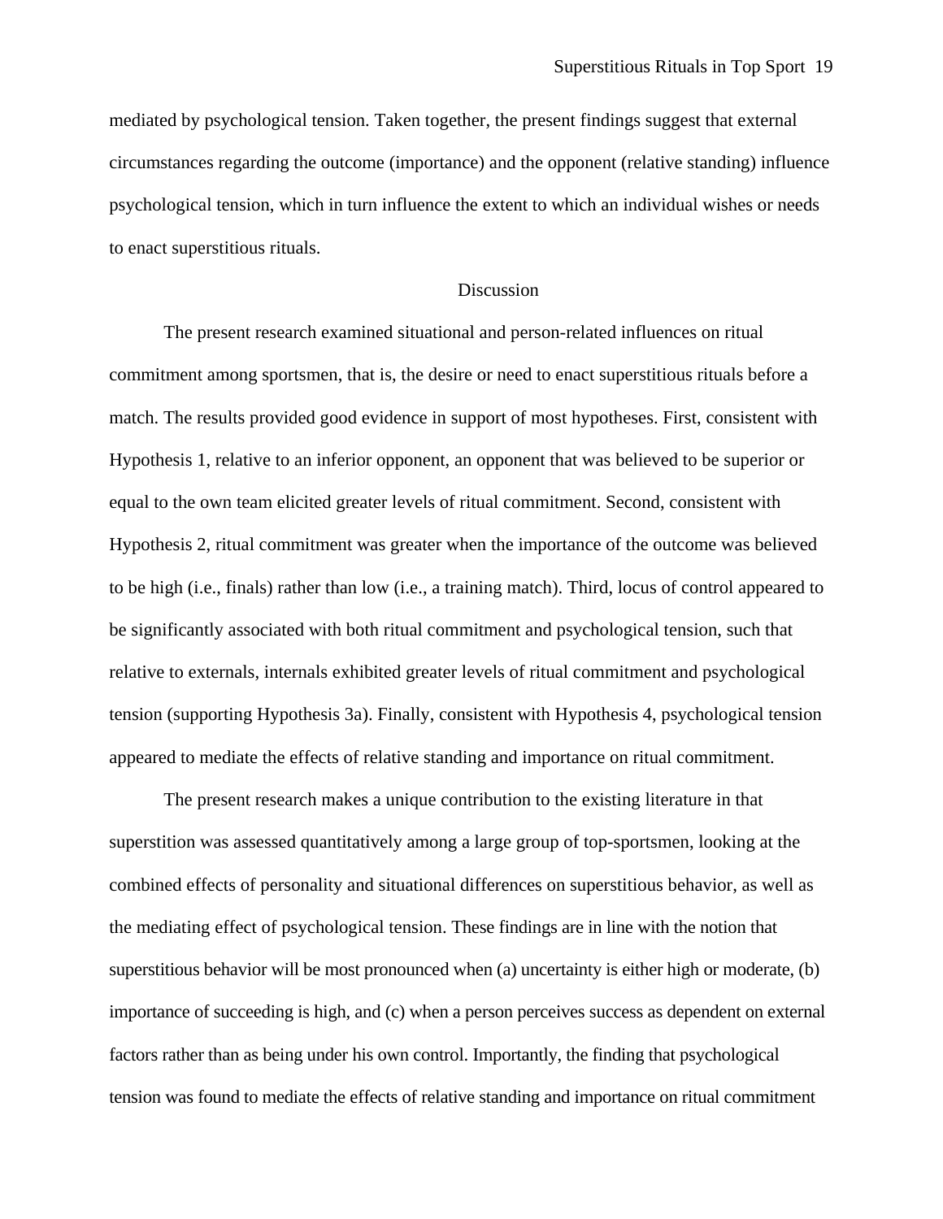mediated by psychological tension. Taken together, the present findings suggest that external circumstances regarding the outcome (importance) and the opponent (relative standing) influence psychological tension, which in turn influence the extent to which an individual wishes or needs to enact superstitious rituals.

## Discussion

The present research examined situational and person-related influences on ritual commitment among sportsmen, that is, the desire or need to enact superstitious rituals before a match. The results provided good evidence in support of most hypotheses. First, consistent with Hypothesis 1, relative to an inferior opponent, an opponent that was believed to be superior or equal to the own team elicited greater levels of ritual commitment. Second, consistent with Hypothesis 2, ritual commitment was greater when the importance of the outcome was believed to be high (i.e., finals) rather than low (i.e., a training match). Third, locus of control appeared to be significantly associated with both ritual commitment and psychological tension, such that relative to externals, internals exhibited greater levels of ritual commitment and psychological tension (supporting Hypothesis 3a). Finally, consistent with Hypothesis 4, psychological tension appeared to mediate the effects of relative standing and importance on ritual commitment.

The present research makes a unique contribution to the existing literature in that superstition was assessed quantitatively among a large group of top-sportsmen, looking at the combined effects of personality and situational differences on superstitious behavior, as well as the mediating effect of psychological tension. These findings are in line with the notion that superstitious behavior will be most pronounced when (a) uncertainty is either high or moderate, (b) importance of succeeding is high, and (c) when a person perceives success as dependent on external factors rather than as being under his own control. Importantly, the finding that psychological tension was found to mediate the effects of relative standing and importance on ritual commitment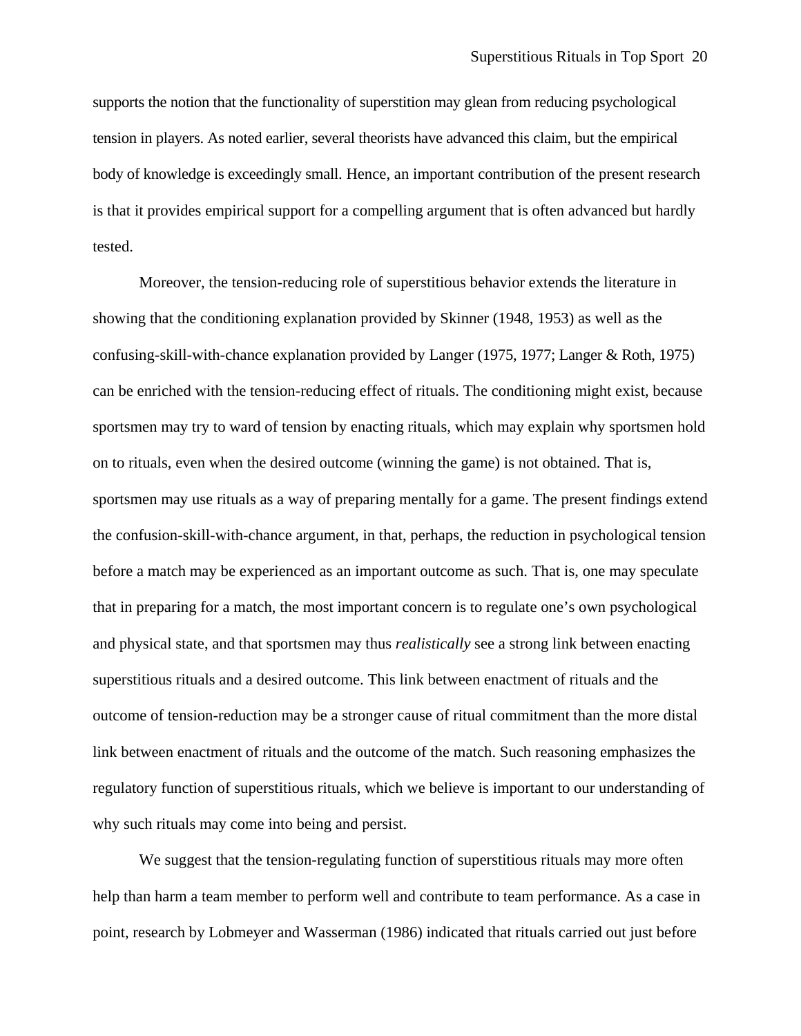supports the notion that the functionality of superstition may glean from reducing psychological tension in players. As noted earlier, several theorists have advanced this claim, but the empirical body of knowledge is exceedingly small. Hence, an important contribution of the present research is that it provides empirical support for a compelling argument that is often advanced but hardly tested.

Moreover, the tension-reducing role of superstitious behavior extends the literature in showing that the conditioning explanation provided by Skinner (1948, 1953) as well as the confusing-skill-with-chance explanation provided by Langer (1975, 1977; Langer & Roth, 1975) can be enriched with the tension-reducing effect of rituals. The conditioning might exist, because sportsmen may try to ward of tension by enacting rituals, which may explain why sportsmen hold on to rituals, even when the desired outcome (winning the game) is not obtained. That is, sportsmen may use rituals as a way of preparing mentally for a game. The present findings extend the confusion-skill-with-chance argument, in that, perhaps, the reduction in psychological tension before a match may be experienced as an important outcome as such. That is, one may speculate that in preparing for a match, the most important concern is to regulate one's own psychological and physical state, and that sportsmen may thus *realistically* see a strong link between enacting superstitious rituals and a desired outcome. This link between enactment of rituals and the outcome of tension-reduction may be a stronger cause of ritual commitment than the more distal link between enactment of rituals and the outcome of the match. Such reasoning emphasizes the regulatory function of superstitious rituals, which we believe is important to our understanding of why such rituals may come into being and persist.

We suggest that the tension-regulating function of superstitious rituals may more often help than harm a team member to perform well and contribute to team performance. As a case in point, research by Lobmeyer and Wasserman (1986) indicated that rituals carried out just before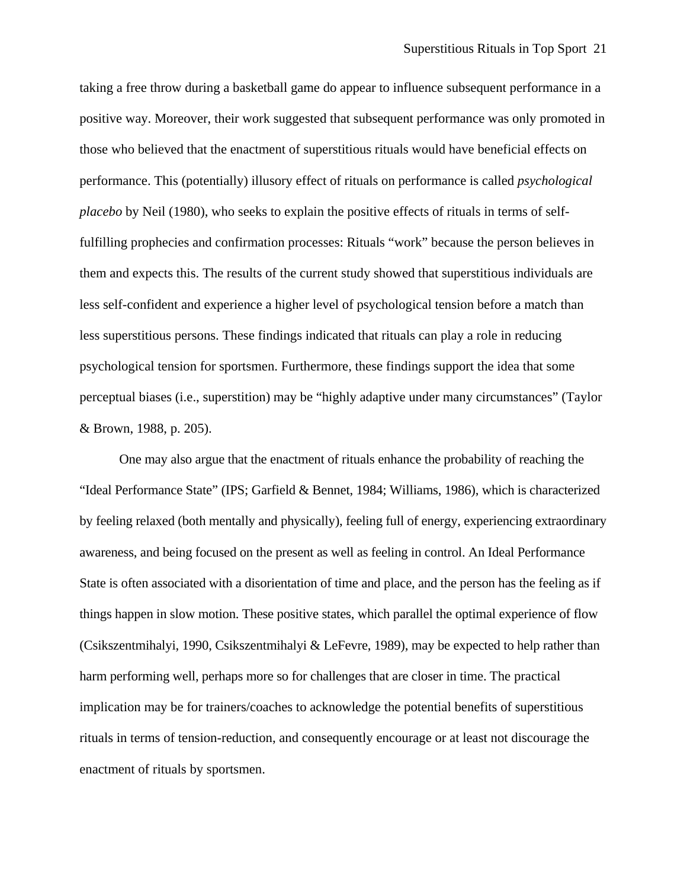taking a free throw during a basketball game do appear to influence subsequent performance in a positive way. Moreover, their work suggested that subsequent performance was only promoted in those who believed that the enactment of superstitious rituals would have beneficial effects on performance. This (potentially) illusory effect of rituals on performance is called *psychological placebo* by Neil (1980), who seeks to explain the positive effects of rituals in terms of self-fulfilling prophecies and confirmation processes: Rituals "work" because the person believes in them and expects this. The results of the current study showed that superstitious individuals are less self-confident and experience a higher level of psychological tension before a match than less superstitious persons. These findings indicated that rituals can play a role in reducing psychological tension for sportsmen. Furthermore, these findings support the idea that some perceptual biases (i.e., superstition) may be "highly adaptive under many circumstances" (Taylor & Brown, 1988, p. 205).

One may also argue that the enactment of rituals enhance the probability of reaching the "Ideal Performance State" (IPS; Garfield & Bennet, 1984; Williams, 1986), which is characterized by feeling relaxed (both mentally and physically), feeling full of energy, experiencing extraordinary awareness, and being focused on the present as well as feeling in control. An Ideal Performance State is often associated with a disorientation of time and place, and the person has the feeling as if things happen in slow motion. These positive states, which parallel the optimal experience of flow (Csikszentmihalyi, 1990, Csikszentmihalyi & LeFevre, 1989), may be expected to help rather than harm performing well, perhaps more so for challenges that are closer in time. The practical implication may be for trainers/coaches to acknowledge the potential benefits of superstitious rituals in terms of tension-reduction, and consequently encourage or at least not discourage the enactment of rituals by sportsmen.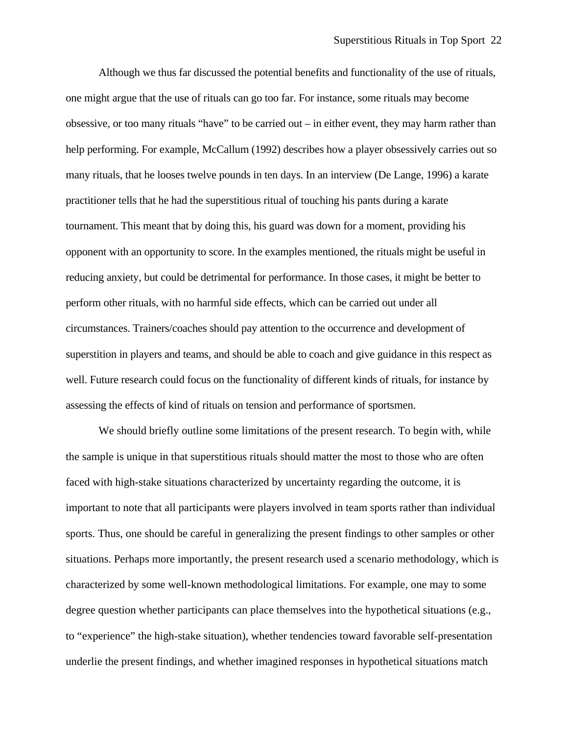Although we thus far discussed the potential benefits and functionality of the use of rituals, one might argue that the use of rituals can go too far. For instance, some rituals may become obsessive, or too many rituals "have" to be carried out – in either event, they may harm rather than help performing. For example, McCallum (1992) describes how a player obsessively carries out so many rituals, that he looses twelve pounds in ten days. In an interview (De Lange, 1996) a karate practitioner tells that he had the superstitious ritual of touching his pants during a karate tournament. This meant that by doing this, his guard was down for a moment, providing his opponent with an opportunity to score. In the examples mentioned, the rituals might be useful in reducing anxiety, but could be detrimental for performance. In those cases, it might be better to perform other rituals, with no harmful side effects, which can be carried out under all circumstances. Trainers/coaches should pay attention to the occurrence and development of superstition in players and teams, and should be able to coach and give guidance in this respect as well. Future research could focus on the functionality of different kinds of rituals, for instance by assessing the effects of kind of rituals on tension and performance of sportsmen.

We should briefly outline some limitations of the present research. To begin with, while the sample is unique in that superstitious rituals should matter the most to those who are often faced with high-stake situations characterized by uncertainty regarding the outcome, it is important to note that all participants were players involved in team sports rather than individual sports. Thus, one should be careful in generalizing the present findings to other samples or other situations. Perhaps more importantly, the present research used a scenario methodology, which is characterized by some well-known methodological limitations. For example, one may to some degree question whether participants can place themselves into the hypothetical situations (e.g., to "experience" the high-stake situation), whether tendencies toward favorable self-presentation underlie the present findings, and whether imagined responses in hypothetical situations match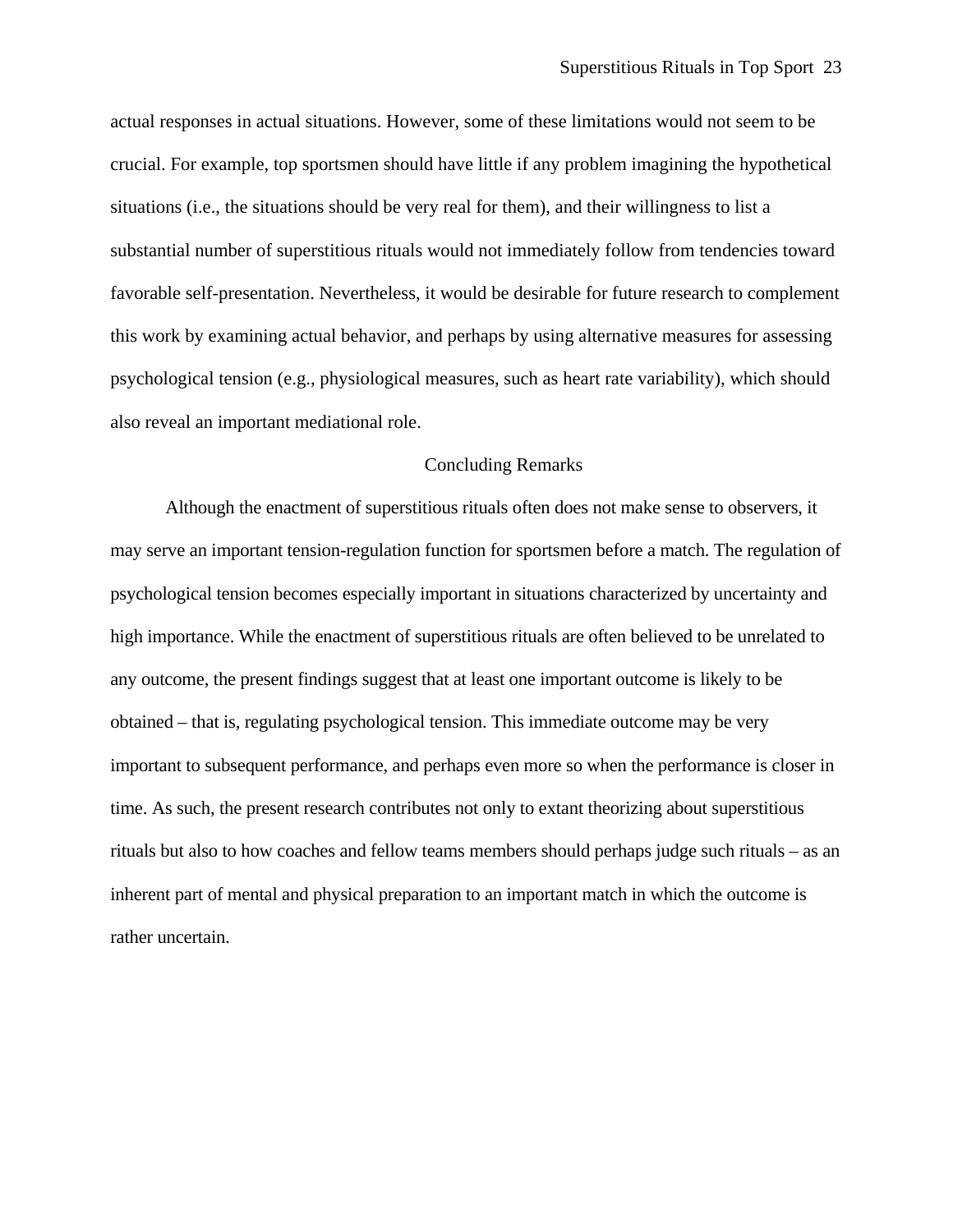actual responses in actual situations. However, some of these limitations would not seem to be crucial. For example, top sportsmen should have little if any problem imagining the hypothetical situations (i.e., the situations should be very real for them), and their willingness to list a substantial number of superstitious rituals would not immediately follow from tendencies toward favorable self-presentation. Nevertheless, it would be desirable for future research to complement this work by examining actual behavior, and perhaps by using alternative measures for assessing psychological tension (e.g., physiological measures, such as heart rate variability), which should also reveal an important mediational role.

## Concluding Remarks

Although the enactment of superstitious rituals often does not make sense to observers, it may serve an important tension-regulation function for sportsmen before a match. The regulation of psychological tension becomes especially important in situations characterized by uncertainty and high importance. While the enactment of superstitious rituals are often believed to be unrelated to any outcome, the present findings suggest that at least one important outcome is likely to be obtained – that is, regulating psychological tension. This immediate outcome may be very important to subsequent performance, and perhaps even more so when the performance is closer in time. As such, the present research contributes not only to extant theorizing about superstitious rituals but also to how coaches and fellow teams members should perhaps judge such rituals – as an inherent part of mental and physical preparation to an important match in which the outcome is rather uncertain.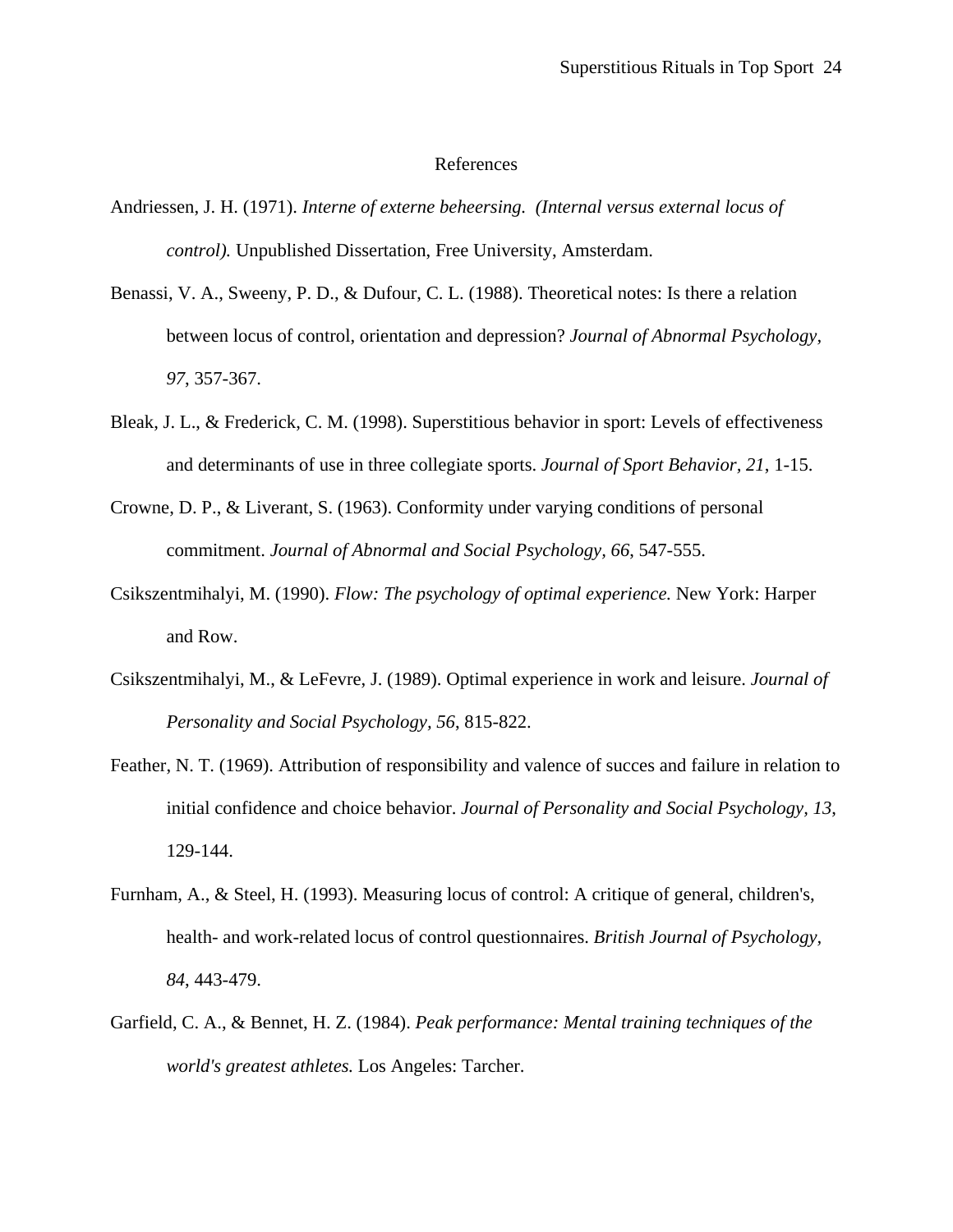# References

Andriessen, J. H. (1971). *Interne of externe beheersing. (Internal versus external locus of control).* Unpublished Dissertation, Free University, Amsterdam.

Benassi, V. A., Sweeny, P. D., & Dufour, C. L. (1988). Theoretical notes: Is there a relation between locus of control, orientation and depression? *Journal of Abnormal Psychology, 97*, 357-367.

Bleak, J. L., & Frederick, C. M. (1998). Superstitious behavior in sport: Levels of effectiveness and determinants of use in three collegiate sports. *Journal of Sport Behavior, 21*, 1-15.

Crowne, D. P., & Liverant, S. (1963). Conformity under varying conditions of personal commitment. *Journal of Abnormal and Social Psychology, 66*, 547-555.

Csikszentmihalyi, M. (1990). *Flow: The psychology of optimal experience.* New York: Harper and Row.

Csikszentmihalyi, M., & LeFevre, J. (1989). Optimal experience in work and leisure. *Journal of Personality and Social Psychology, 56*, 815-822.

Feather, N. T. (1969). Attribution of responsibility and valence of succes and failure in relation to initial confidence and choice behavior. *Journal of Personality and Social Psychology, 13*, 129-144.

Furnham, A., & Steel, H. (1993). Measuring locus of control: A critique of general, children's, health- and work-related locus of control questionnaires. *British Journal of Psychology, 84*, 443-479.

Garfield, C. A., & Bennet, H. Z. (1984). *Peak performance: Mental training techniques of the world's greatest athletes.* Los Angeles: Tarcher.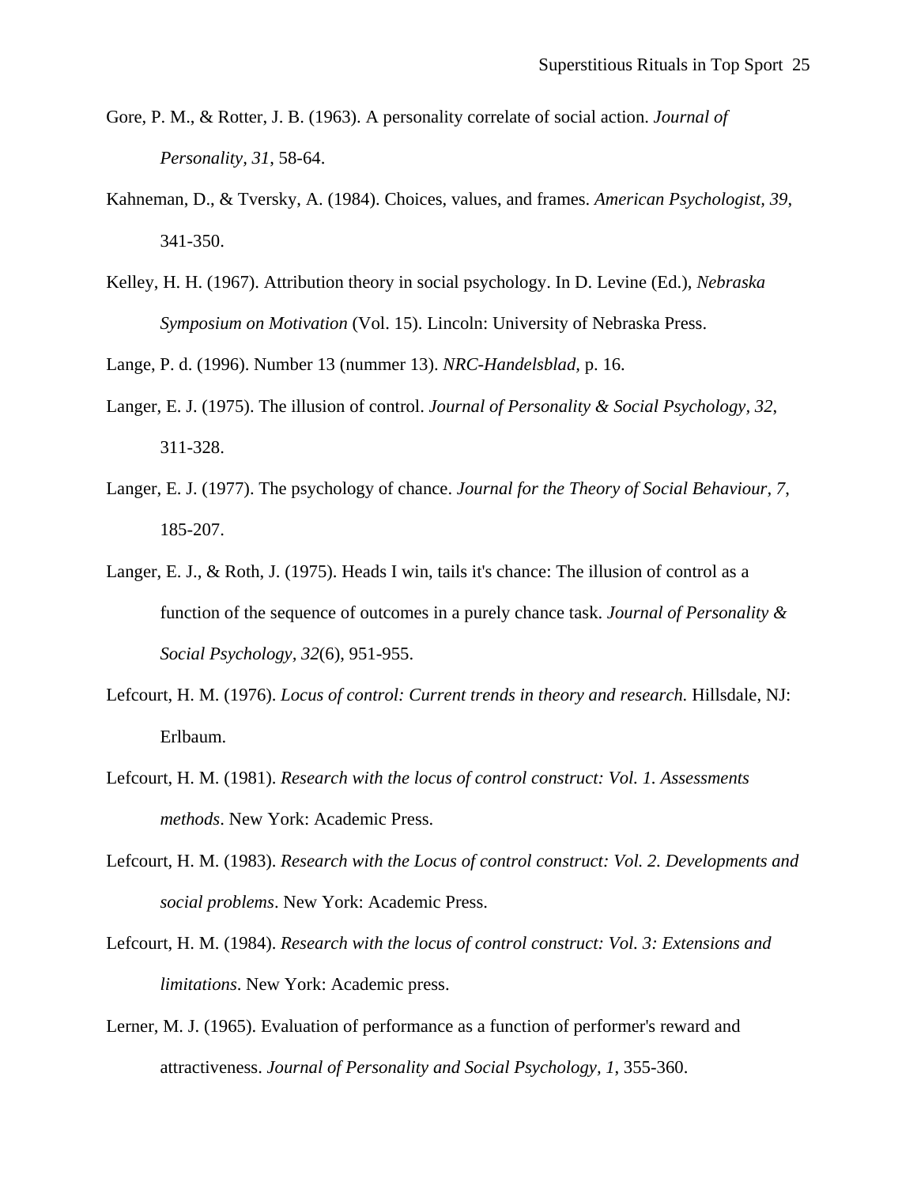Gore, P. M., & Rotter, J. B. (1963). A personality correlate of social action. *Journal of Personality*, *31*, 58-64.

Kahneman, D., & Tversky, A. (1984). Choices, values, and frames. *American Psychologist*, *39*, 341-350.

Kelley, H. H. (1967). Attribution theory in social psychology. In D. Levine (Ed.), *Nebraska Symposium on Motivation* (Vol. 15). Lincoln: University of Nebraska Press.

Lange, P. d. (1996). Number 13 (nummer 13). *NRC-Handelsblad*, p. 16.

Langer, E. J. (1975). The illusion of control. *Journal of Personality & Social Psychology, 32*, 311-328.

Langer, E. J. (1977). The psychology of chance. *Journal for the Theory of Social Behaviour, 7*, 185-207.

Langer, E. J., & Roth, J. (1975). Heads I win, tails it's chance: The illusion of control as a function of the sequence of outcomes in a purely chance task. *Journal of Personality & Social Psychology*, *32*(6), 951-955.

Lefcourt, H. M. (1976). *Locus of control: Current trends in theory and research.* Hillsdale, NJ: Erlbaum.

Lefcourt, H. M. (1981). *Research with the locus of control construct: Vol. 1. Assessments methods*. New York: Academic Press.

Lefcourt, H. M. (1983). *Research with the Locus of control construct: Vol. 2. Developments and social problems*. New York: Academic Press.

Lefcourt, H. M. (1984). *Research with the locus of control construct: Vol. 3: Extensions and limitations*. New York: Academic press.

Lerner, M. J. (1965). Evaluation of performance as a function of performer's reward and attractiveness. *Journal of Personality and Social Psychology, 1*, 355-360.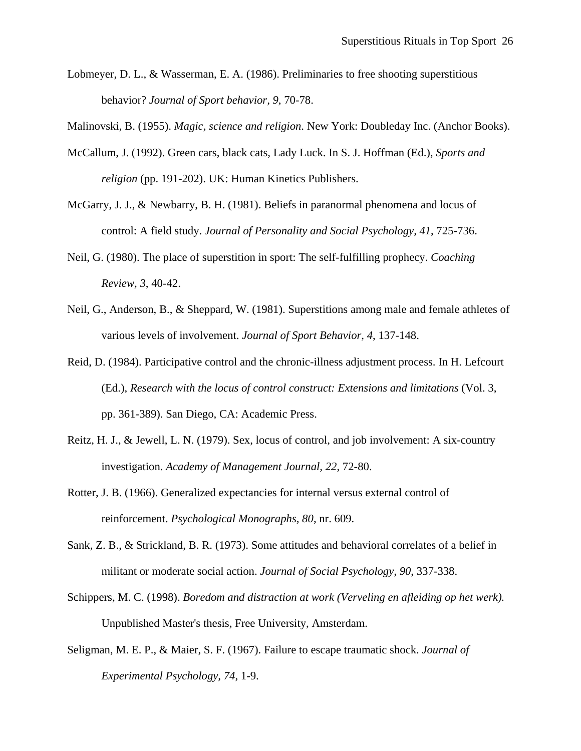Lobmeyer, D. L., & Wasserman, E. A. (1986). Preliminaries to free shooting superstitious behavior? *Journal of Sport behavior, 9*, 70-78.

Malinovski, B. (1955). *Magic, science and religion*. New York: Doubleday Inc. (Anchor Books).

McCallum, J. (1992). Green cars, black cats, Lady Luck. In S. J. Hoffman (Ed.), *Sports and religion* (pp. 191-202). UK: Human Kinetics Publishers.

McGarry, J. J., & Newbarry, B. H. (1981). Beliefs in paranormal phenomena and locus of control: A field study. *Journal of Personality and Social Psychology, 41*, 725-736.

Neil, G. (1980). The place of superstition in sport: The self-fulfilling prophecy. *Coaching Review, 3*, 40-42.

Neil, G., Anderson, B., & Sheppard, W. (1981). Superstitions among male and female athletes of various levels of involvement. *Journal of Sport Behavior, 4*, 137-148.

Reid, D. (1984). Participative control and the chronic-illness adjustment process. In H. Lefcourt (Ed.), *Research with the locus of control construct: Extensions and limitations* (Vol. 3, pp. 361-389). San Diego, CA: Academic Press.

Reitz, H. J., & Jewell, L. N. (1979). Sex, locus of control, and job involvement: A six-country investigation. *Academy of Management Journal, 22*, 72-80.

Rotter, J. B. (1966). Generalized expectancies for internal versus external control of reinforcement. *Psychological Monographs, 80*, nr. 609.

Sank, Z. B., & Strickland, B. R. (1973). Some attitudes and behavioral correlates of a belief in militant or moderate social action. *Journal of Social Psychology, 90*, 337-338.

Schippers, M. C. (1998). *Boredom and distraction at work (Verveling en afleiding op het werk).* Unpublished Master's thesis, Free University, Amsterdam.

Seligman, M. E. P., & Maier, S. F. (1967). Failure to escape traumatic shock. *Journal of Experimental Psychology, 74*, 1-9.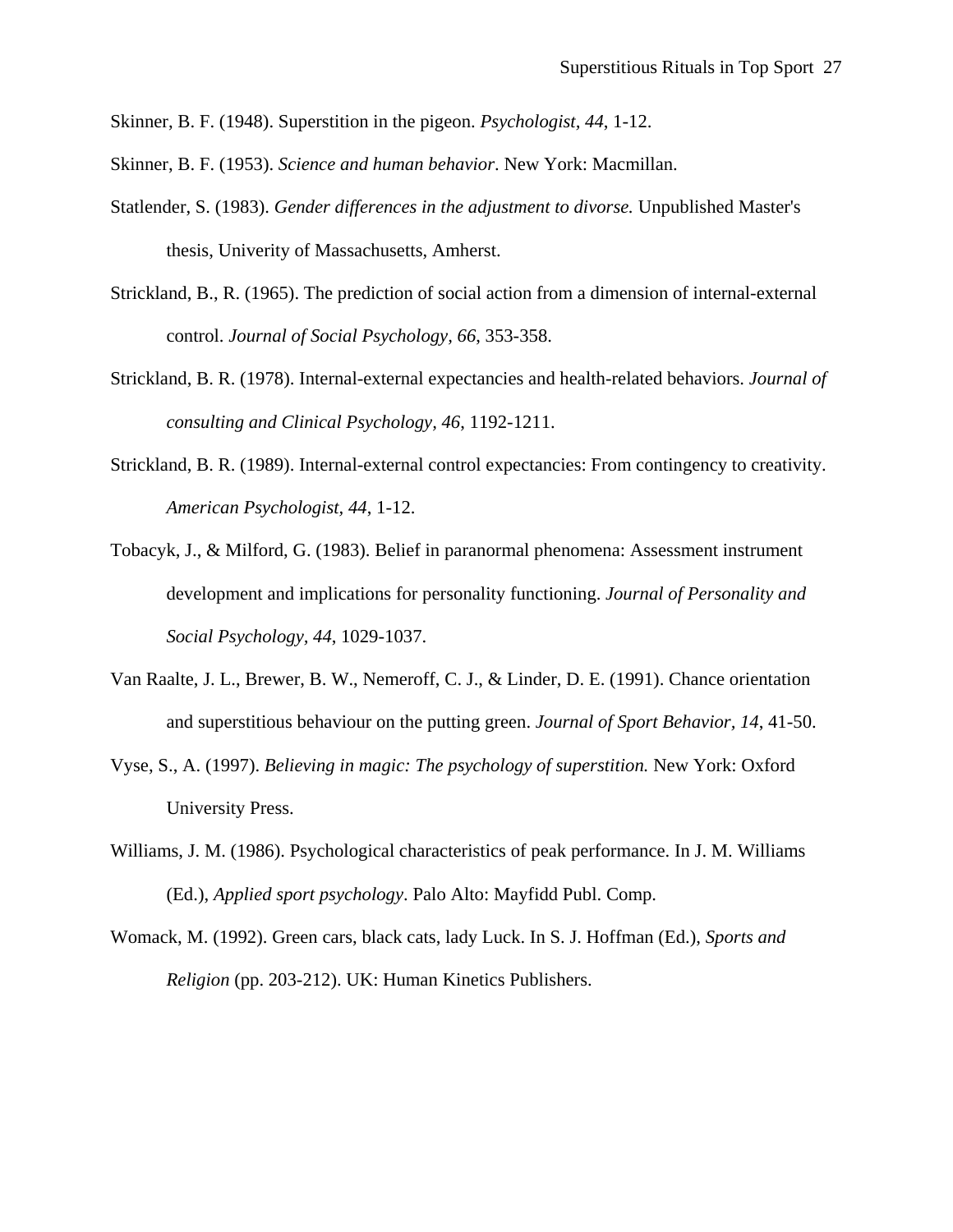Skinner, B. F. (1948). Superstition in the pigeon. *Psychologist, 44*, 1-12.

Skinner, B. F. (1953). *Science and human behavior*. New York: Macmillan.

Statlender, S. (1983). *Gender differences in the adjustment to divorse.* Unpublished Master's thesis, Univerity of Massachusetts, Amherst.

Strickland, B., R. (1965). The prediction of social action from a dimension of internal-external control. *Journal of Social Psychology, 66*, 353-358.

Strickland, B. R. (1978). Internal-external expectancies and health-related behaviors. *Journal of consulting and Clinical Psychology, 46*, 1192-1211.

Strickland, B. R. (1989). Internal-external control expectancies: From contingency to creativity. *American Psychologist, 44*, 1-12.

Tobacyk, J., & Milford, G. (1983). Belief in paranormal phenomena: Assessment instrument development and implications for personality functioning. *Journal of Personality and Social Psychology, 44*, 1029-1037.

Van Raalte, J. L., Brewer, B. W., Nemeroff, C. J., & Linder, D. E. (1991). Chance orientation and superstitious behaviour on the putting green. *Journal of Sport Behavior, 14*, 41-50.

Vyse, S., A. (1997). *Believing in magic: The psychology of superstition.* New York: Oxford University Press.

Williams, J. M. (1986). Psychological characteristics of peak performance. In J. M. Williams (Ed.), *Applied sport psychology*. Palo Alto: Mayfidd Publ. Comp.

Womack, M. (1992). Green cars, black cats, lady Luck. In S. J. Hoffman (Ed.), *Sports and Religion* (pp. 203-212). UK: Human Kinetics Publishers.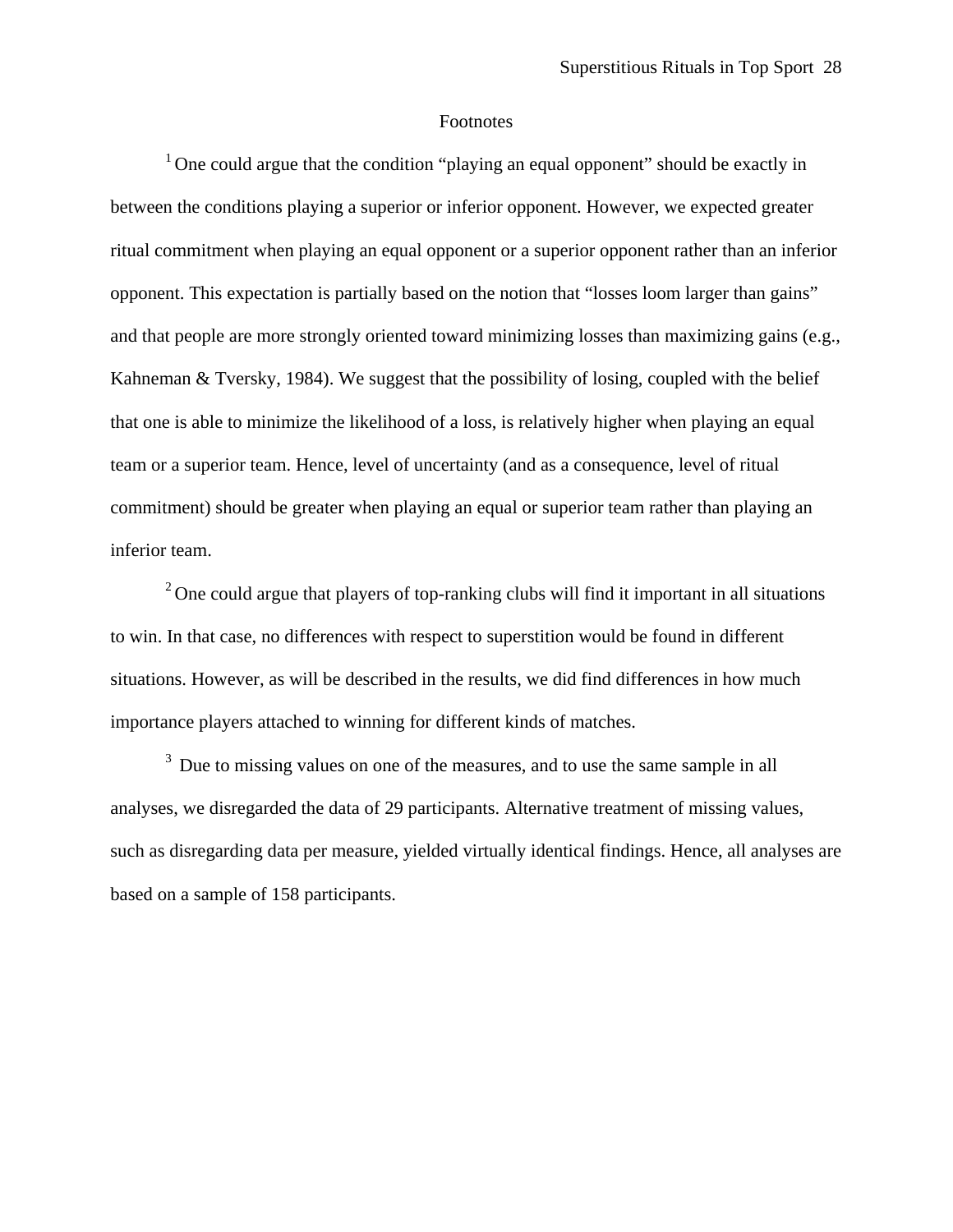# Footnotes

[1] One could argue that the condition "playing an equal opponent" should be exactly in between the conditions playing a superior or inferior opponent. However, we expected greater ritual commitment when playing an equal opponent or a superior opponent rather than an inferior opponent. This expectation is partially based on the notion that "losses loom larger than gains" and that people are more strongly oriented toward minimizing losses than maximizing gains (e.g., Kahneman & Tversky, 1984). We suggest that the possibility of losing, coupled with the belief that one is able to minimize the likelihood of a loss, is relatively higher when playing an equal team or a superior team. Hence, level of uncertainty (and as a consequence, level of ritual commitment) should be greater when playing an equal or superior team rather than playing an inferior team.

[2] One could argue that players of top-ranking clubs will find it important in all situations to win. In that case, no differences with respect to superstition would be found in different situations. However, as will be described in the results, we did find differences in how much importance players attached to winning for different kinds of matches.

[3] Due to missing values on one of the measures, and to use the same sample in all analyses, we disregarded the data of 29 participants. Alternative treatment of missing values, such as disregarding data per measure, yielded virtually identical findings. Hence, all analyses are based on a sample of 158 participants.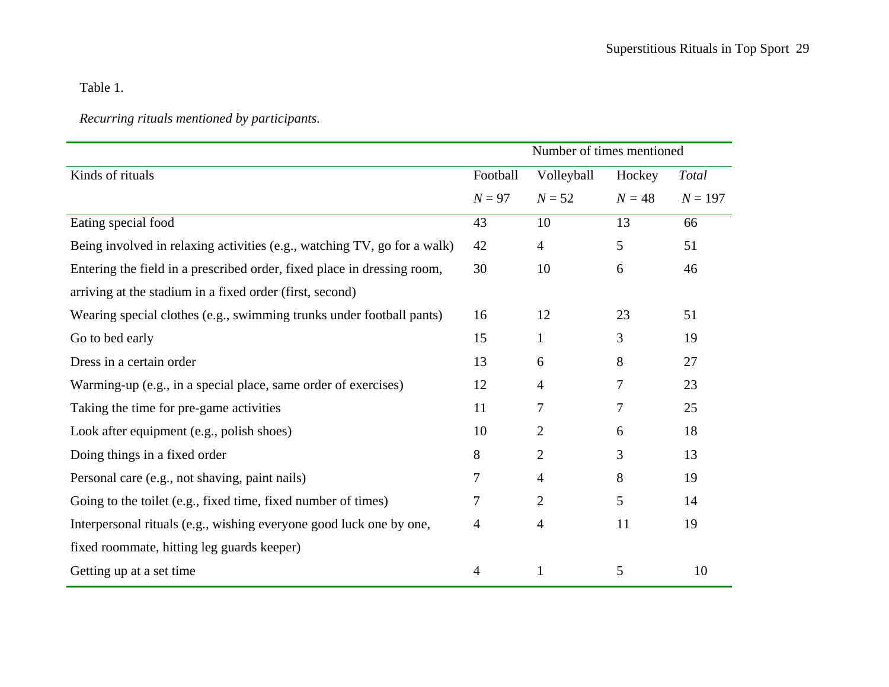Table 1.

*Recurring rituals mentioned by participants.*

| | Number of times mentioned | | | |
|---|---|---|---|---|
| Kinds of rituals | Football $N = 97$ | Volleyball $N = 52$ | Hockey $N = 48$ | *Total* $N = 197$ |
| Eating special food | 43 | 10 | 13 | 66 |
| Being involved in relaxing activities (e.g., watching TV, go for a walk) | 42 | 4 | 5 | 51 |
| Entering the field in a prescribed order, fixed place in dressing room, arriving at the stadium in a fixed order (first, second) | 30 | 10 | 6 | 46 |
| Wearing special clothes (e.g., swimming trunks under football pants) | 16 | 12 | 23 | 51 |
| Go to bed early | 15 | 1 | 3 | 19 |
| Dress in a certain order | 13 | 6 | 8 | 27 |
| Warming-up (e.g., in a special place, same order of exercises) | 12 | 4 | 7 | 23 |
| Taking the time for pre-game activities | 11 | 7 | 7 | 25 |
| Look after equipment (e.g., polish shoes) | 10 | 2 | 6 | 18 |
| Doing things in a fixed order | 8 | 2 | 3 | 13 |
| Personal care (e.g., not shaving, paint nails) | 7 | 4 | 8 | 19 |
| Going to the toilet (e.g., fixed time, fixed number of times) | 7 | 2 | 5 | 14 |
| Interpersonal rituals (e.g., wishing everyone good luck one by one, fixed roommate, hitting leg guards keeper) | 4 | 4 | 11 | 19 |
| Getting up at a set time | 4 | 1 | 5 | 10 |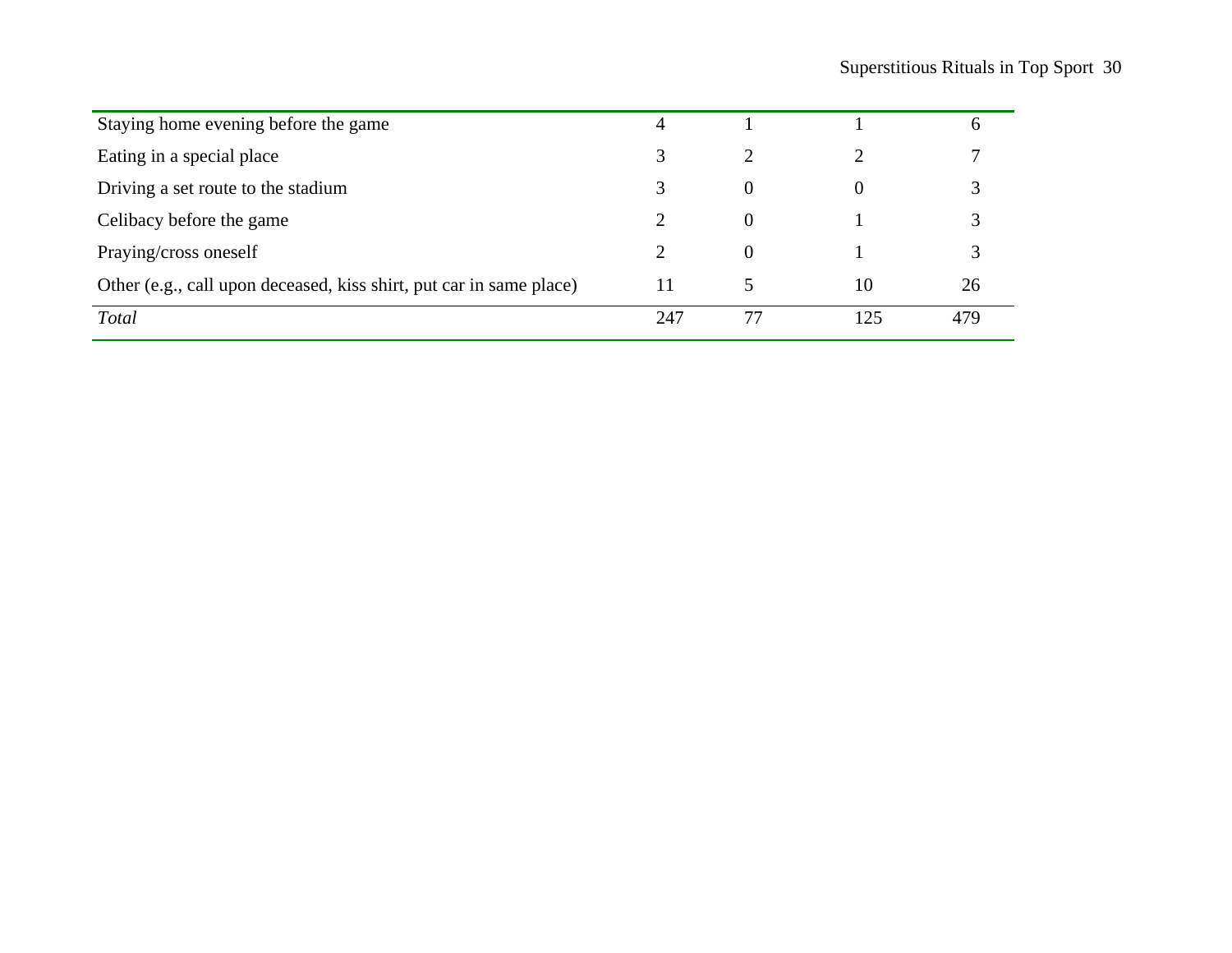| | | | | |
|---|---|---|---|---|
| Staying home evening before the game | 4 | 1 | 1 | 6 |
| Eating in a special place | 3 | 2 | 2 | 7 |
| Driving a set route to the stadium | 3 | 0 | 0 | 3 |
| Celibacy before the game | 2 | 0 | 1 | 3 |
| Praying/cross oneself | 2 | 0 | 1 | 3 |
| Other (e.g., call upon deceased, kiss shirt, put car in same place) | 11 | 5 | 10 | 26 |
| *Total* | 247 | 77 | 125 | 479 |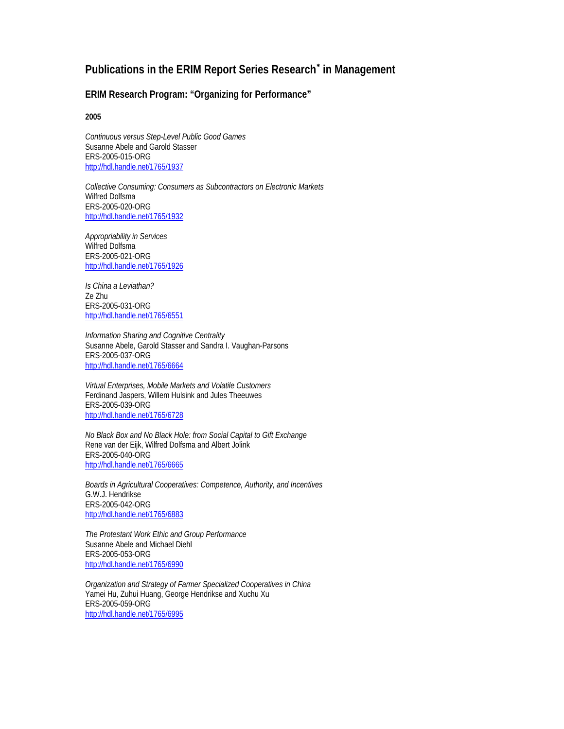## Publications in the ERIM Report Series Research* in Management

### ERIM Research Program: "Organizing for Performance"

**2005**

*Continuous versus Step-Level Public Good Games*
Susanne Abele and Garold Stasser
ERS-2005-015-ORG
http://hdl.handle.net/1765/1937

*Collective Consuming: Consumers as Subcontractors on Electronic Markets*
Wilfred Dolfsma
ERS-2005-020-ORG
http://hdl.handle.net/1765/1932

*Appropriability in Services*
Wilfred Dolfsma
ERS-2005-021-ORG
http://hdl.handle.net/1765/1926

*Is China a Leviathan?*
Ze Zhu
ERS-2005-031-ORG
http://hdl.handle.net/1765/6551

*Information Sharing and Cognitive Centrality*
Susanne Abele, Garold Stasser and Sandra I. Vaughan-Parsons
ERS-2005-037-ORG
http://hdl.handle.net/1765/6664

*Virtual Enterprises, Mobile Markets and Volatile Customers*
Ferdinand Jaspers, Willem Hulsink and Jules Theeuwes
ERS-2005-039-ORG
http://hdl.handle.net/1765/6728

*No Black Box and No Black Hole: from Social Capital to Gift Exchange*
Rene van der Eijk, Wilfred Dolfsma and Albert Jolink
ERS-2005-040-ORG
http://hdl.handle.net/1765/6665

*Boards in Agricultural Cooperatives: Competence, Authority, and Incentives*
G.W.J. Hendrikse
ERS-2005-042-ORG
http://hdl.handle.net/1765/6883

*The Protestant Work Ethic and Group Performance*
Susanne Abele and Michael Diehl
ERS-2005-053-ORG
http://hdl.handle.net/1765/6990

*Organization and Strategy of Farmer Specialized Cooperatives in China*
Yamei Hu, Zuhui Huang, George Hendrikse and Xuchu Xu
ERS-2005-059-ORG
http://hdl.handle.net/1765/6995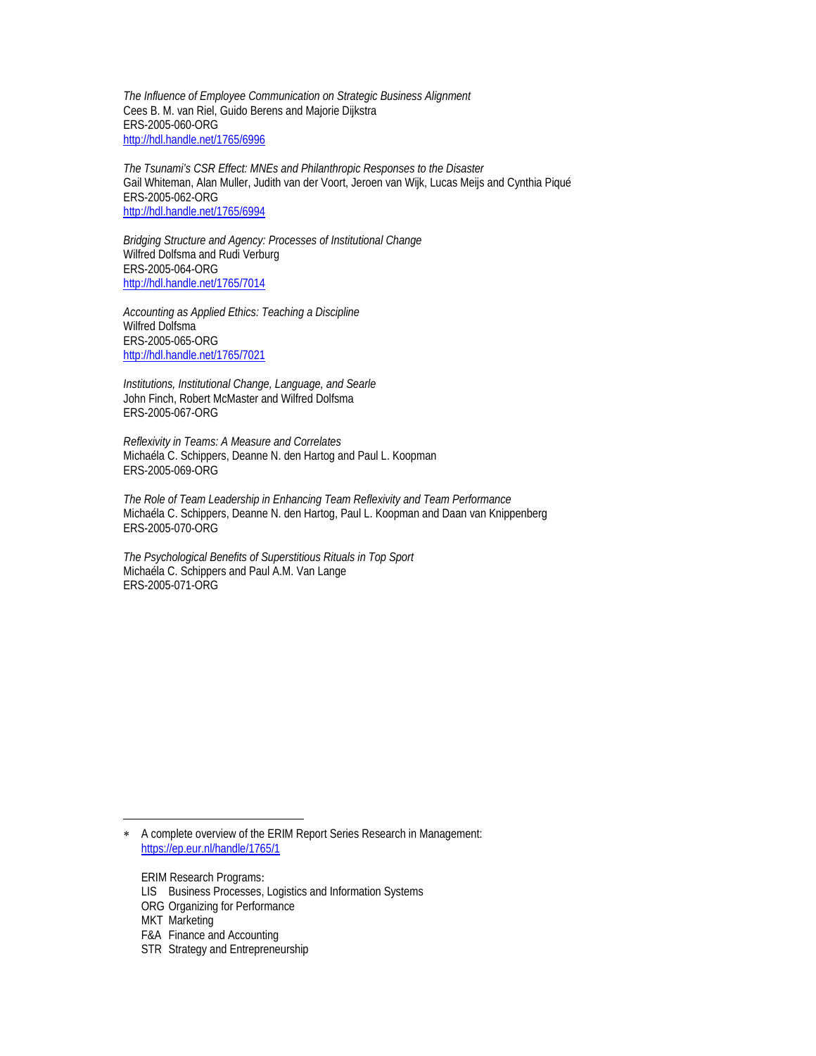*The Influence of Employee Communication on Strategic Business Alignment*
Cees B. M. van Riel, Guido Berens and Majorie Dijkstra
ERS-2005-060-ORG
http://hdl.handle.net/1765/6996

*The Tsunami's CSR Effect: MNEs and Philanthropic Responses to the Disaster*
Gail Whiteman, Alan Muller, Judith van der Voort, Jeroen van Wijk, Lucas Meijs and Cynthia Piqué
ERS-2005-062-ORG
http://hdl.handle.net/1765/6994

*Bridging Structure and Agency: Processes of Institutional Change*
Wilfred Dolfsma and Rudi Verburg
ERS-2005-064-ORG
http://hdl.handle.net/1765/7014

*Accounting as Applied Ethics: Teaching a Discipline*
Wilfred Dolfsma
ERS-2005-065-ORG
http://hdl.handle.net/1765/7021

*Institutions, Institutional Change, Language, and Searle*
John Finch, Robert McMaster and Wilfred Dolfsma
ERS-2005-067-ORG

*Reflexivity in Teams: A Measure and Correlates*
Michaéla C. Schippers, Deanne N. den Hartog and Paul L. Koopman
ERS-2005-069-ORG

*The Role of Team Leadership in Enhancing Team Reflexivity and Team Performance*
Michaéla C. Schippers, Deanne N. den Hartog, Paul L. Koopman and Daan van Knippenberg
ERS-2005-070-ORG

*The Psychological Benefits of Superstitious Rituals in Top Sport*
Michaéla C. Schippers and Paul A.M. Van Lange
ERS-2005-071-ORG

---

∗ A complete overview of the ERIM Report Series Research in Management: https://ep.eur.nl/handle/1765/1

ERIM Research Programs:
LIS Business Processes, Logistics and Information Systems
ORG Organizing for Performance
MKT Marketing
F&A Finance and Accounting
STR Strategy and Entrepreneurship